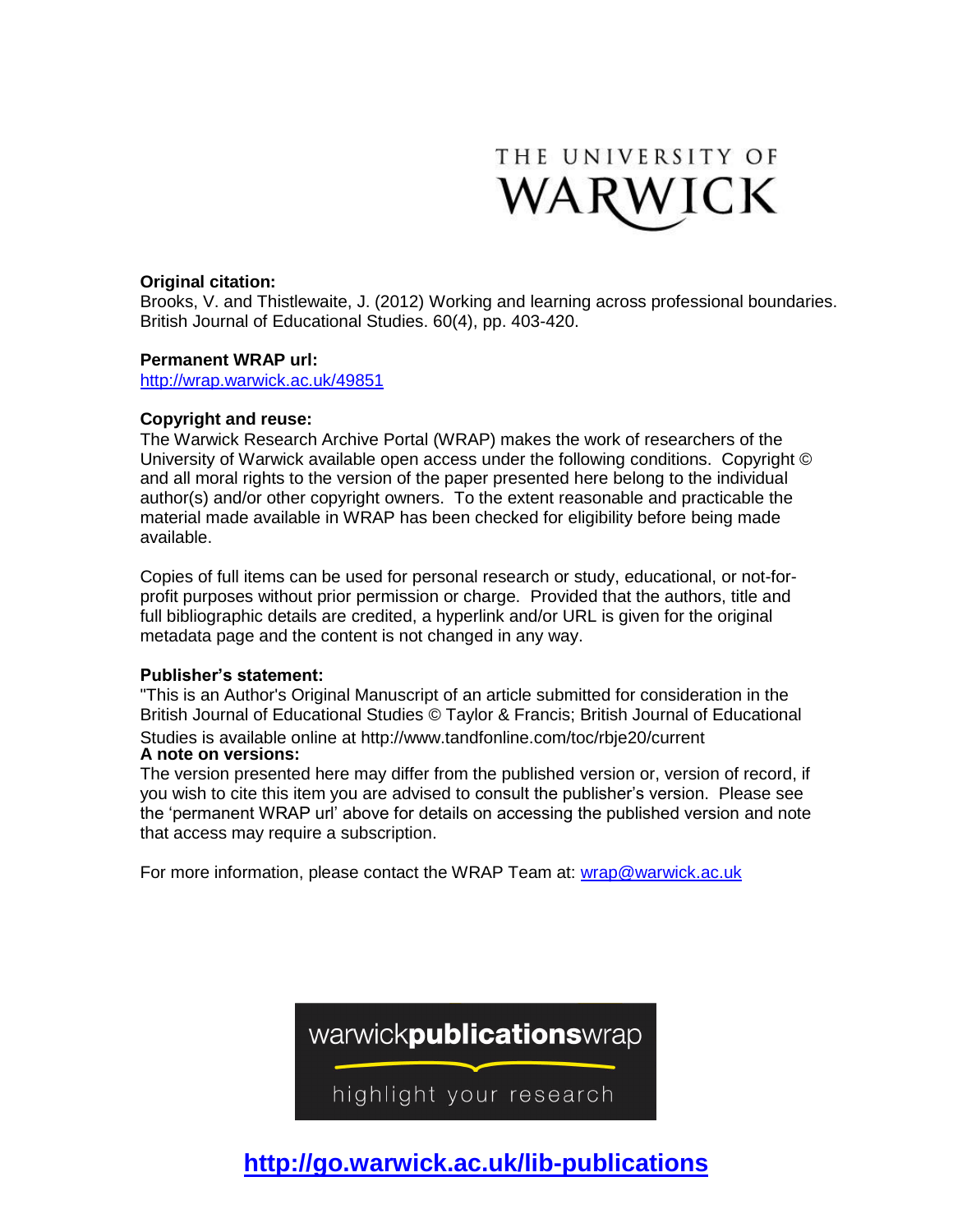THE UNIVERSITY OF WARWICK

**Original citation:**
Brooks, V. and Thistlewaite, J. (2012) Working and learning across professional boundaries. British Journal of Educational Studies. 60(4), pp. 403-420.

**Permanent WRAP url:**
http://wrap.warwick.ac.uk/49851

**Copyright and reuse:**
The Warwick Research Archive Portal (WRAP) makes the work of researchers of the University of Warwick available open access under the following conditions. Copyright © and all moral rights to the version of the paper presented here belong to the individual author(s) and/or other copyright owners. To the extent reasonable and practicable the material made available in WRAP has been checked for eligibility before being made available.

Copies of full items can be used for personal research or study, educational, or not-for-profit purposes without prior permission or charge. Provided that the authors, title and full bibliographic details are credited, a hyperlink and/or URL is given for the original metadata page and the content is not changed in any way.

**Publisher's statement:**
"This is an Author's Original Manuscript of an article submitted for consideration in the British Journal of Educational Studies © Taylor & Francis; British Journal of Educational Studies is available online at http://www.tandfonline.com/toc/rbje20/current

**A note on versions:**
The version presented here may differ from the published version or, version of record, if you wish to cite this item you are advised to consult the publisher's version. Please see the 'permanent WRAP url' above for details on accessing the published version and note that access may require a subscription.

For more information, please contact the WRAP Team at: wrap@warwick.ac.uk

warwickpublicationswrap

highlight your research

**http://go.warwick.ac.uk/lib-publications**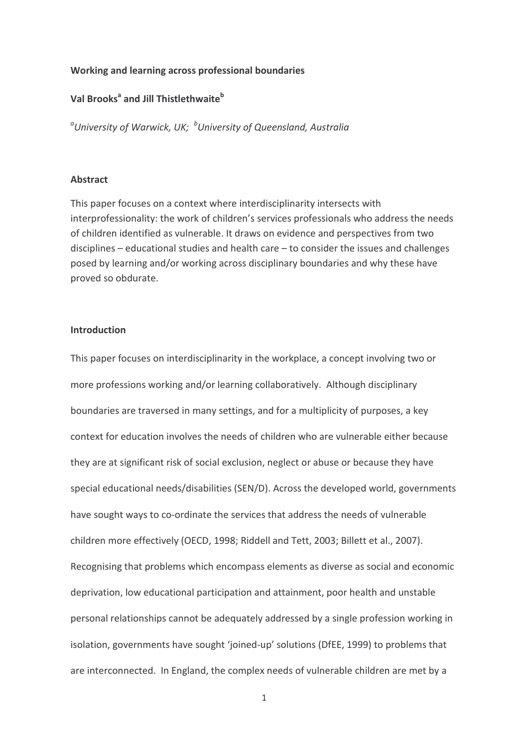**Working and learning across professional boundaries**

**Val Brooks[a] and Jill Thistlethwaite[b]**

*[a]University of Warwick, UK; [b]University of Queensland, Australia*

**Abstract**

This paper focuses on a context where interdisciplinarity intersects with interprofessionality: the work of children's services professionals who address the needs of children identified as vulnerable. It draws on evidence and perspectives from two disciplines – educational studies and health care – to consider the issues and challenges posed by learning and/or working across disciplinary boundaries and why these have proved so obdurate.

**Introduction**

This paper focuses on interdisciplinarity in the workplace, a concept involving two or more professions working and/or learning collaboratively. Although disciplinary boundaries are traversed in many settings, and for a multiplicity of purposes, a key context for education involves the needs of children who are vulnerable either because they are at significant risk of social exclusion, neglect or abuse or because they have special educational needs/disabilities (SEN/D). Across the developed world, governments have sought ways to co-ordinate the services that address the needs of vulnerable children more effectively (OECD, 1998; Riddell and Tett, 2003; Billett et al., 2007). Recognising that problems which encompass elements as diverse as social and economic deprivation, low educational participation and attainment, poor health and unstable personal relationships cannot be adequately addressed by a single profession working in isolation, governments have sought 'joined-up' solutions (DfEE, 1999) to problems that are interconnected. In England, the complex needs of vulnerable children are met by a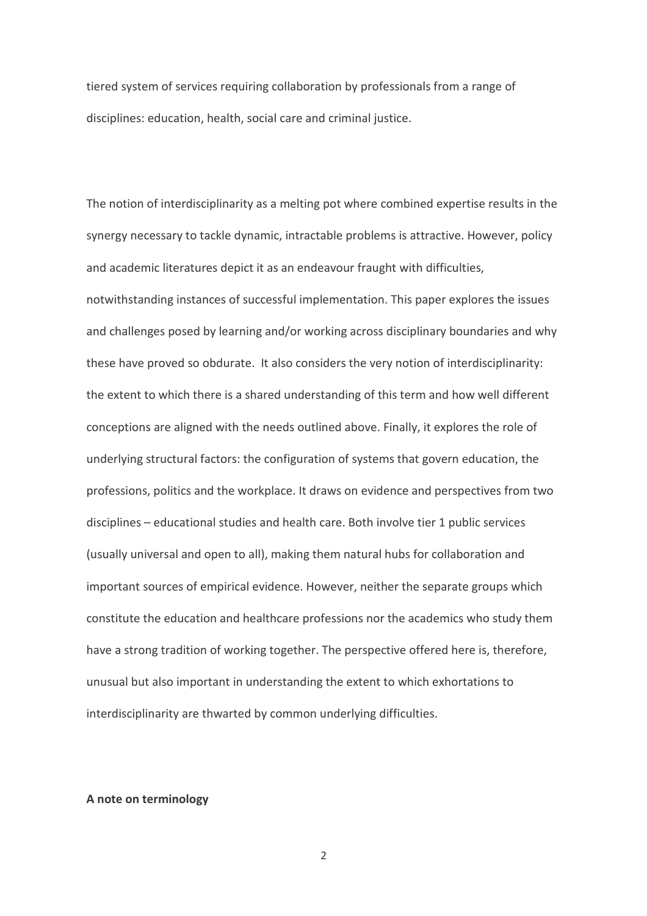tiered system of services requiring collaboration by professionals from a range of disciplines: education, health, social care and criminal justice.

The notion of interdisciplinarity as a melting pot where combined expertise results in the synergy necessary to tackle dynamic, intractable problems is attractive. However, policy and academic literatures depict it as an endeavour fraught with difficulties, notwithstanding instances of successful implementation. This paper explores the issues and challenges posed by learning and/or working across disciplinary boundaries and why these have proved so obdurate. It also considers the very notion of interdisciplinarity: the extent to which there is a shared understanding of this term and how well different conceptions are aligned with the needs outlined above. Finally, it explores the role of underlying structural factors: the configuration of systems that govern education, the professions, politics and the workplace. It draws on evidence and perspectives from two disciplines – educational studies and health care. Both involve tier 1 public services (usually universal and open to all), making them natural hubs for collaboration and important sources of empirical evidence. However, neither the separate groups which constitute the education and healthcare professions nor the academics who study them have a strong tradition of working together. The perspective offered here is, therefore, unusual but also important in understanding the extent to which exhortations to interdisciplinarity are thwarted by common underlying difficulties.

**A note on terminology**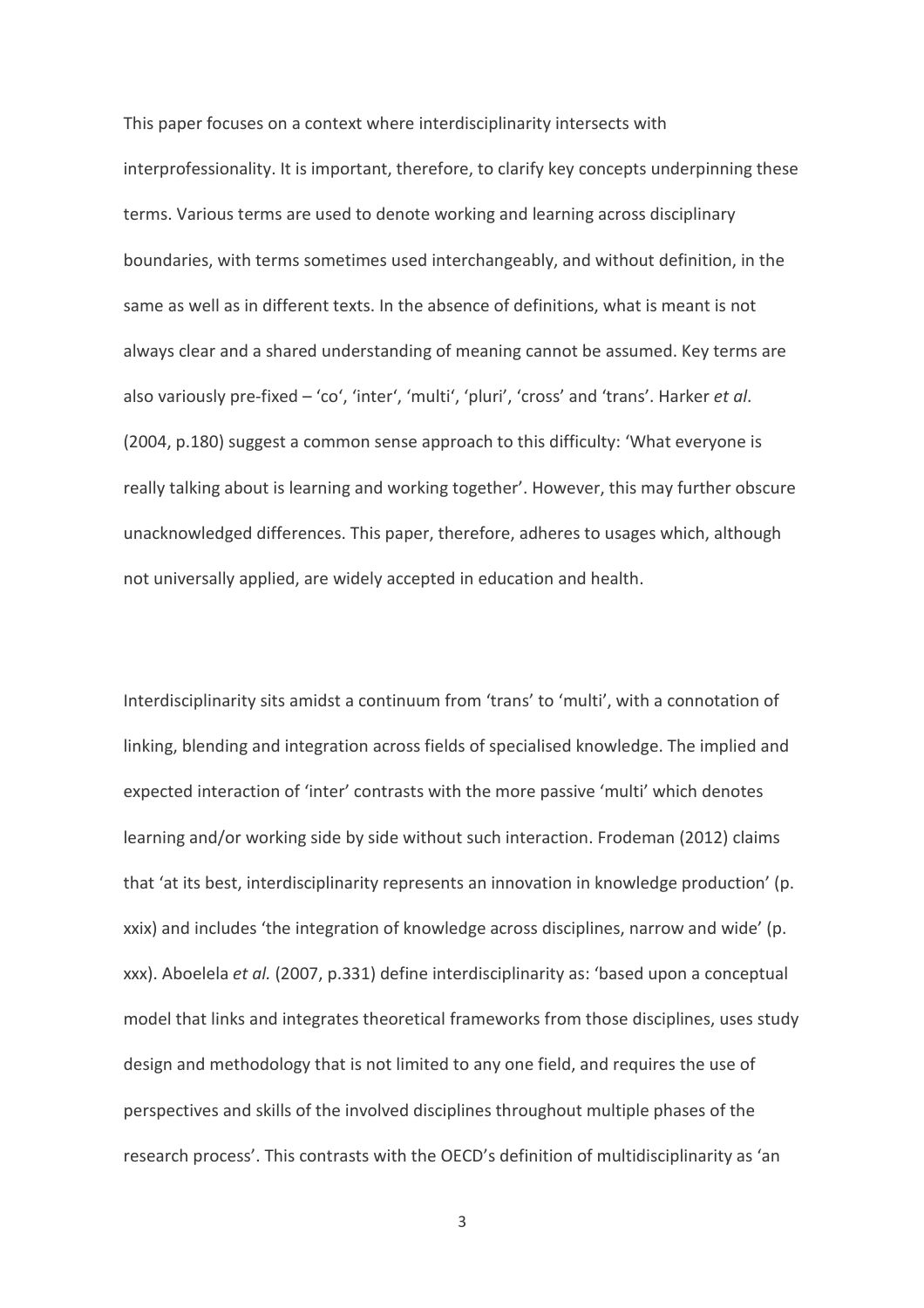This paper focuses on a context where interdisciplinarity intersects with interprofessionality. It is important, therefore, to clarify key concepts underpinning these terms. Various terms are used to denote working and learning across disciplinary boundaries, with terms sometimes used interchangeably, and without definition, in the same as well as in different texts. In the absence of definitions, what is meant is not always clear and a shared understanding of meaning cannot be assumed. Key terms are also variously pre-fixed – 'co', 'inter', 'multi', 'pluri', 'cross' and 'trans'. Harker *et al*. (2004, p.180) suggest a common sense approach to this difficulty: 'What everyone is really talking about is learning and working together'. However, this may further obscure unacknowledged differences. This paper, therefore, adheres to usages which, although not universally applied, are widely accepted in education and health.

Interdisciplinarity sits amidst a continuum from 'trans' to 'multi', with a connotation of linking, blending and integration across fields of specialised knowledge. The implied and expected interaction of 'inter' contrasts with the more passive 'multi' which denotes learning and/or working side by side without such interaction. Frodeman (2012) claims that 'at its best, interdisciplinarity represents an innovation in knowledge production' (p. xxix) and includes 'the integration of knowledge across disciplines, narrow and wide' (p. xxx). Aboelela *et al.* (2007, p.331) define interdisciplinarity as: 'based upon a conceptual model that links and integrates theoretical frameworks from those disciplines, uses study design and methodology that is not limited to any one field, and requires the use of perspectives and skills of the involved disciplines throughout multiple phases of the research process'. This contrasts with the OECD's definition of multidisciplinarity as 'an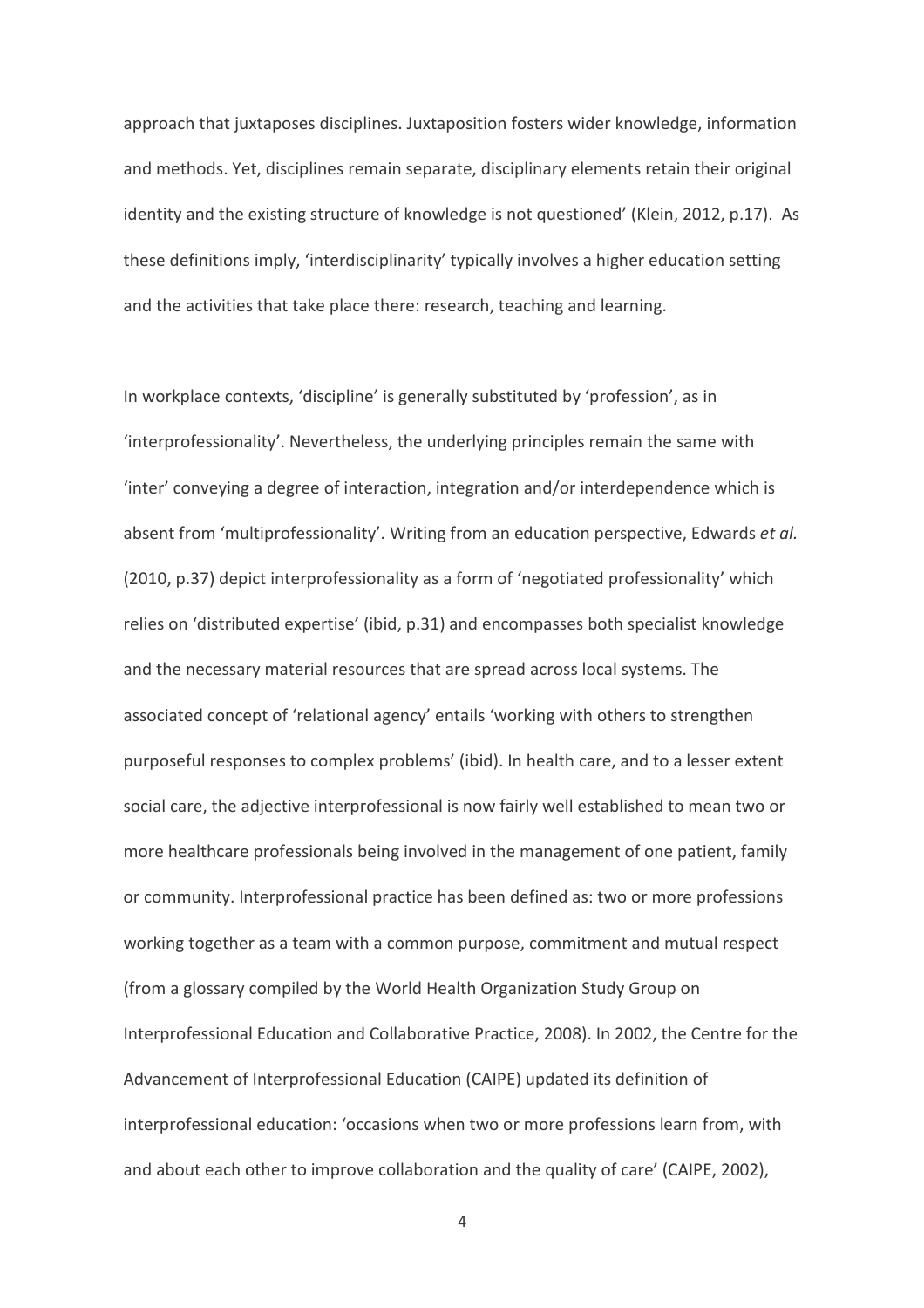approach that juxtaposes disciplines. Juxtaposition fosters wider knowledge, information and methods. Yet, disciplines remain separate, disciplinary elements retain their original identity and the existing structure of knowledge is not questioned' (Klein, 2012, p.17). As these definitions imply, 'interdisciplinarity' typically involves a higher education setting and the activities that take place there: research, teaching and learning.

In workplace contexts, 'discipline' is generally substituted by 'profession', as in 'interprofessionality'. Nevertheless, the underlying principles remain the same with 'inter' conveying a degree of interaction, integration and/or interdependence which is absent from 'multiprofessionality'. Writing from an education perspective, Edwards *et al.* (2010, p.37) depict interprofessionality as a form of 'negotiated professionality' which relies on 'distributed expertise' (ibid, p.31) and encompasses both specialist knowledge and the necessary material resources that are spread across local systems. The associated concept of 'relational agency' entails 'working with others to strengthen purposeful responses to complex problems' (ibid). In health care, and to a lesser extent social care, the adjective interprofessional is now fairly well established to mean two or more healthcare professionals being involved in the management of one patient, family or community. Interprofessional practice has been defined as: two or more professions working together as a team with a common purpose, commitment and mutual respect (from a glossary compiled by the World Health Organization Study Group on Interprofessional Education and Collaborative Practice, 2008). In 2002, the Centre for the Advancement of Interprofessional Education (CAIPE) updated its definition of interprofessional education: 'occasions when two or more professions learn from, with and about each other to improve collaboration and the quality of care' (CAIPE, 2002),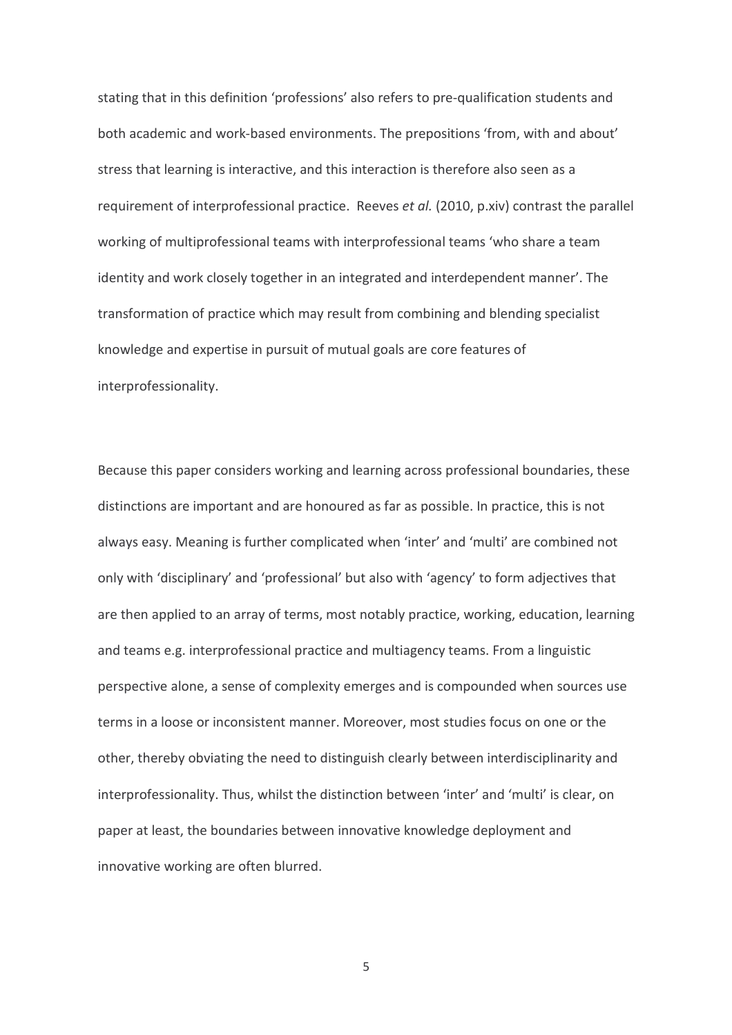stating that in this definition 'professions' also refers to pre-qualification students and both academic and work-based environments. The prepositions 'from, with and about' stress that learning is interactive, and this interaction is therefore also seen as a requirement of interprofessional practice. Reeves *et al.* (2010, p.xiv) contrast the parallel working of multiprofessional teams with interprofessional teams 'who share a team identity and work closely together in an integrated and interdependent manner'. The transformation of practice which may result from combining and blending specialist knowledge and expertise in pursuit of mutual goals are core features of interprofessionality.

Because this paper considers working and learning across professional boundaries, these distinctions are important and are honoured as far as possible. In practice, this is not always easy. Meaning is further complicated when 'inter' and 'multi' are combined not only with 'disciplinary' and 'professional' but also with 'agency' to form adjectives that are then applied to an array of terms, most notably practice, working, education, learning and teams e.g. interprofessional practice and multiagency teams. From a linguistic perspective alone, a sense of complexity emerges and is compounded when sources use terms in a loose or inconsistent manner. Moreover, most studies focus on one or the other, thereby obviating the need to distinguish clearly between interdisciplinarity and interprofessionality. Thus, whilst the distinction between 'inter' and 'multi' is clear, on paper at least, the boundaries between innovative knowledge deployment and innovative working are often blurred.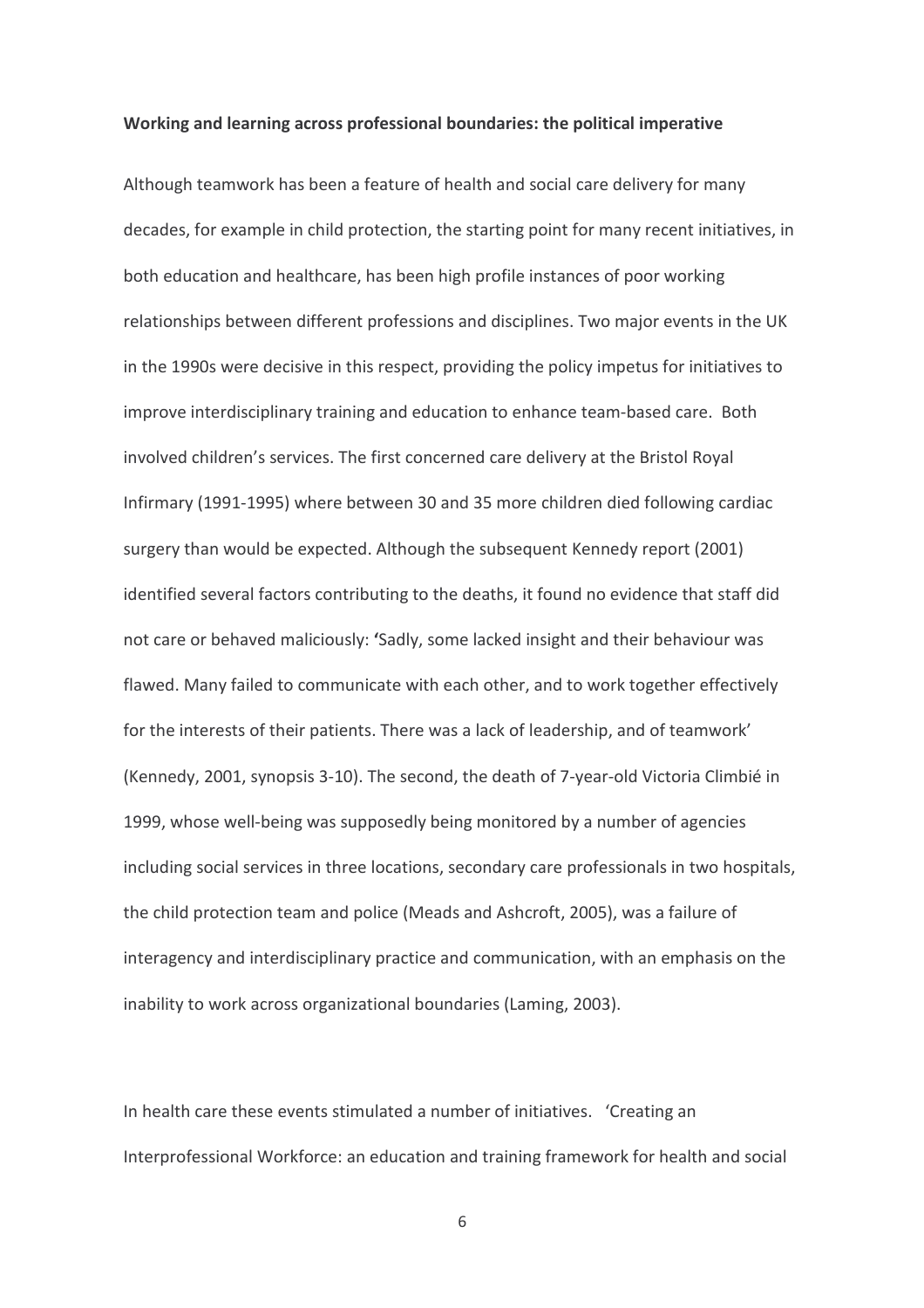**Working and learning across professional boundaries: the political imperative**

Although teamwork has been a feature of health and social care delivery for many decades, for example in child protection, the starting point for many recent initiatives, in both education and healthcare, has been high profile instances of poor working relationships between different professions and disciplines. Two major events in the UK in the 1990s were decisive in this respect, providing the policy impetus for initiatives to improve interdisciplinary training and education to enhance team-based care. Both involved children's services. The first concerned care delivery at the Bristol Royal Infirmary (1991-1995) where between 30 and 35 more children died following cardiac surgery than would be expected. Although the subsequent Kennedy report (2001) identified several factors contributing to the deaths, it found no evidence that staff did not care or behaved maliciously: 'Sadly, some lacked insight and their behaviour was flawed. Many failed to communicate with each other, and to work together effectively for the interests of their patients. There was a lack of leadership, and of teamwork' (Kennedy, 2001, synopsis 3-10). The second, the death of 7-year-old Victoria Climbié in 1999, whose well-being was supposedly being monitored by a number of agencies including social services in three locations, secondary care professionals in two hospitals, the child protection team and police (Meads and Ashcroft, 2005), was a failure of interagency and interdisciplinary practice and communication, with an emphasis on the inability to work across organizational boundaries (Laming, 2003).

In health care these events stimulated a number of initiatives. 'Creating an Interprofessional Workforce: an education and training framework for health and social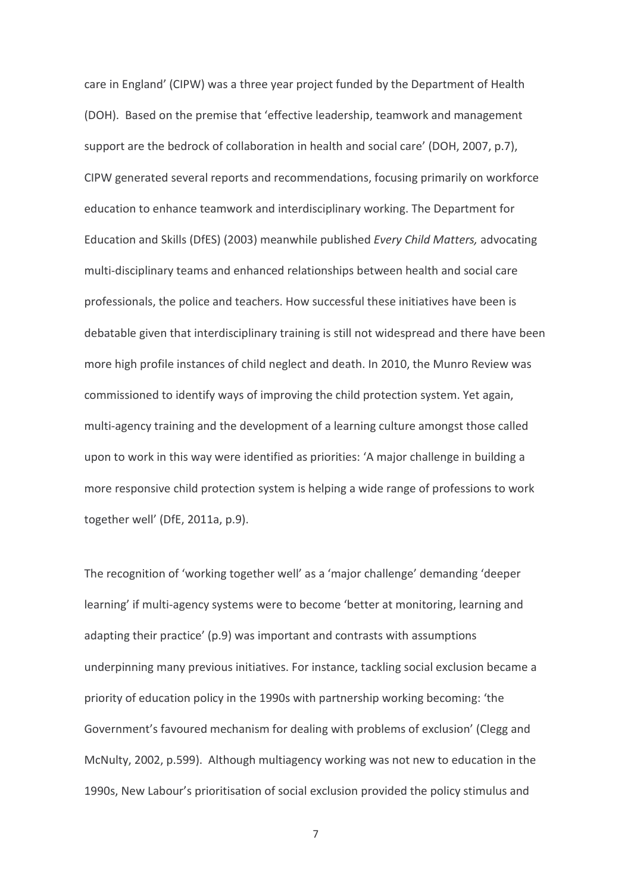care in England' (CIPW) was a three year project funded by the Department of Health (DOH). Based on the premise that 'effective leadership, teamwork and management support are the bedrock of collaboration in health and social care' (DOH, 2007, p.7), CIPW generated several reports and recommendations, focusing primarily on workforce education to enhance teamwork and interdisciplinary working. The Department for Education and Skills (DfES) (2003) meanwhile published *Every Child Matters,* advocating multi-disciplinary teams and enhanced relationships between health and social care professionals, the police and teachers. How successful these initiatives have been is debatable given that interdisciplinary training is still not widespread and there have been more high profile instances of child neglect and death. In 2010, the Munro Review was commissioned to identify ways of improving the child protection system. Yet again, multi-agency training and the development of a learning culture amongst those called upon to work in this way were identified as priorities: 'A major challenge in building a more responsive child protection system is helping a wide range of professions to work together well' (DfE, 2011a, p.9).

The recognition of 'working together well' as a 'major challenge' demanding 'deeper learning' if multi-agency systems were to become 'better at monitoring, learning and adapting their practice' (p.9) was important and contrasts with assumptions underpinning many previous initiatives. For instance, tackling social exclusion became a priority of education policy in the 1990s with partnership working becoming: 'the Government's favoured mechanism for dealing with problems of exclusion' (Clegg and McNulty, 2002, p.599). Although multiagency working was not new to education in the 1990s, New Labour's prioritisation of social exclusion provided the policy stimulus and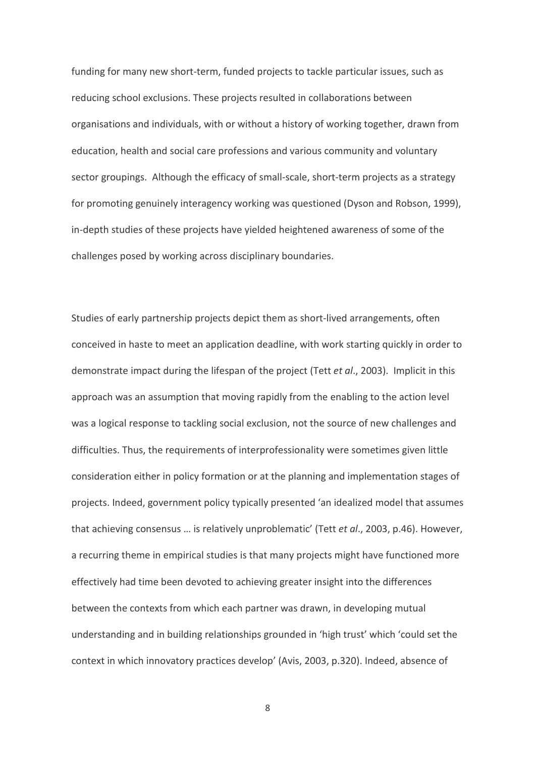funding for many new short-term, funded projects to tackle particular issues, such as reducing school exclusions. These projects resulted in collaborations between organisations and individuals, with or without a history of working together, drawn from education, health and social care professions and various community and voluntary sector groupings. Although the efficacy of small-scale, short-term projects as a strategy for promoting genuinely interagency working was questioned (Dyson and Robson, 1999), in-depth studies of these projects have yielded heightened awareness of some of the challenges posed by working across disciplinary boundaries.

Studies of early partnership projects depict them as short-lived arrangements, often conceived in haste to meet an application deadline, with work starting quickly in order to demonstrate impact during the lifespan of the project (Tett *et al*., 2003). Implicit in this approach was an assumption that moving rapidly from the enabling to the action level was a logical response to tackling social exclusion, not the source of new challenges and difficulties. Thus, the requirements of interprofessionality were sometimes given little consideration either in policy formation or at the planning and implementation stages of projects. Indeed, government policy typically presented 'an idealized model that assumes that achieving consensus … is relatively unproblematic' (Tett *et al*., 2003, p.46). However, a recurring theme in empirical studies is that many projects might have functioned more effectively had time been devoted to achieving greater insight into the differences between the contexts from which each partner was drawn, in developing mutual understanding and in building relationships grounded in 'high trust' which 'could set the context in which innovatory practices develop' (Avis, 2003, p.320). Indeed, absence of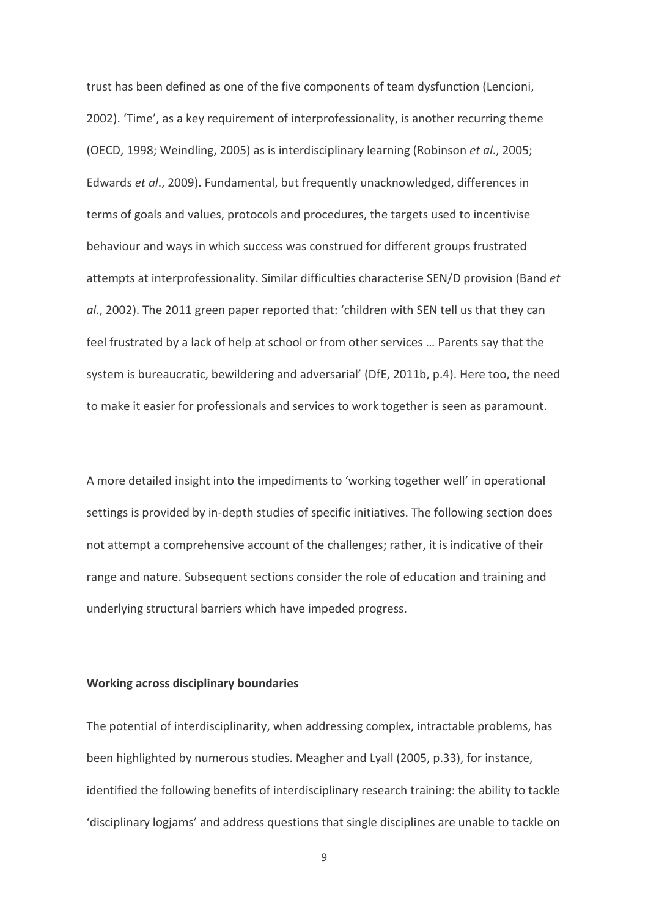trust has been defined as one of the five components of team dysfunction (Lencioni, 2002). 'Time', as a key requirement of interprofessionality, is another recurring theme (OECD, 1998; Weindling, 2005) as is interdisciplinary learning (Robinson *et al*., 2005; Edwards *et al*., 2009). Fundamental, but frequently unacknowledged, differences in terms of goals and values, protocols and procedures, the targets used to incentivise behaviour and ways in which success was construed for different groups frustrated attempts at interprofessionality. Similar difficulties characterise SEN/D provision (Band *et al*., 2002). The 2011 green paper reported that: 'children with SEN tell us that they can feel frustrated by a lack of help at school or from other services … Parents say that the system is bureaucratic, bewildering and adversarial' (DfE, 2011b, p.4). Here too, the need to make it easier for professionals and services to work together is seen as paramount.

A more detailed insight into the impediments to 'working together well' in operational settings is provided by in-depth studies of specific initiatives. The following section does not attempt a comprehensive account of the challenges; rather, it is indicative of their range and nature. Subsequent sections consider the role of education and training and underlying structural barriers which have impeded progress.

**Working across disciplinary boundaries**

The potential of interdisciplinarity, when addressing complex, intractable problems, has been highlighted by numerous studies. Meagher and Lyall (2005, p.33), for instance, identified the following benefits of interdisciplinary research training: the ability to tackle 'disciplinary logjams' and address questions that single disciplines are unable to tackle on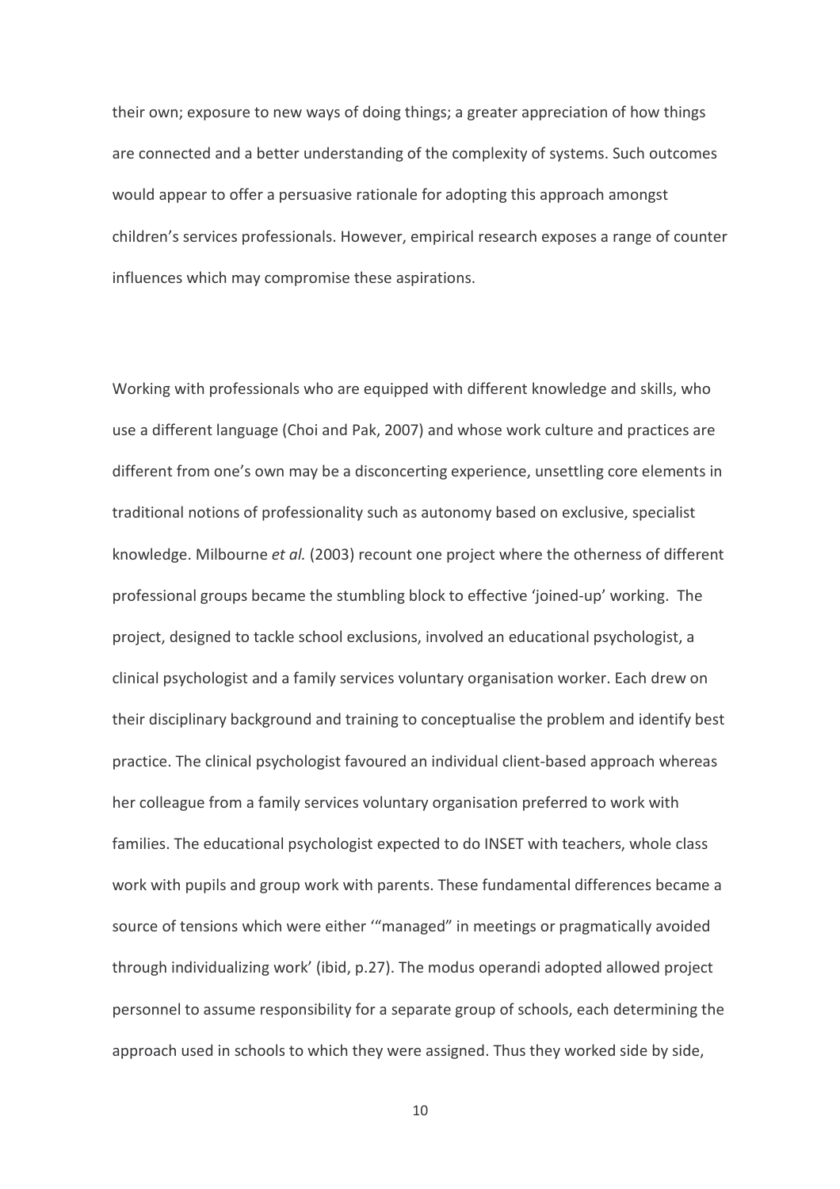their own; exposure to new ways of doing things; a greater appreciation of how things are connected and a better understanding of the complexity of systems. Such outcomes would appear to offer a persuasive rationale for adopting this approach amongst children's services professionals. However, empirical research exposes a range of counter influences which may compromise these aspirations.

Working with professionals who are equipped with different knowledge and skills, who use a different language (Choi and Pak, 2007) and whose work culture and practices are different from one's own may be a disconcerting experience, unsettling core elements in traditional notions of professionality such as autonomy based on exclusive, specialist knowledge. Milbourne *et al.* (2003) recount one project where the otherness of different professional groups became the stumbling block to effective 'joined-up' working. The project, designed to tackle school exclusions, involved an educational psychologist, a clinical psychologist and a family services voluntary organisation worker. Each drew on their disciplinary background and training to conceptualise the problem and identify best practice. The clinical psychologist favoured an individual client-based approach whereas her colleague from a family services voluntary organisation preferred to work with families. The educational psychologist expected to do INSET with teachers, whole class work with pupils and group work with parents. These fundamental differences became a source of tensions which were either '"managed" in meetings or pragmatically avoided through individualizing work' (ibid, p.27). The modus operandi adopted allowed project personnel to assume responsibility for a separate group of schools, each determining the approach used in schools to which they were assigned. Thus they worked side by side,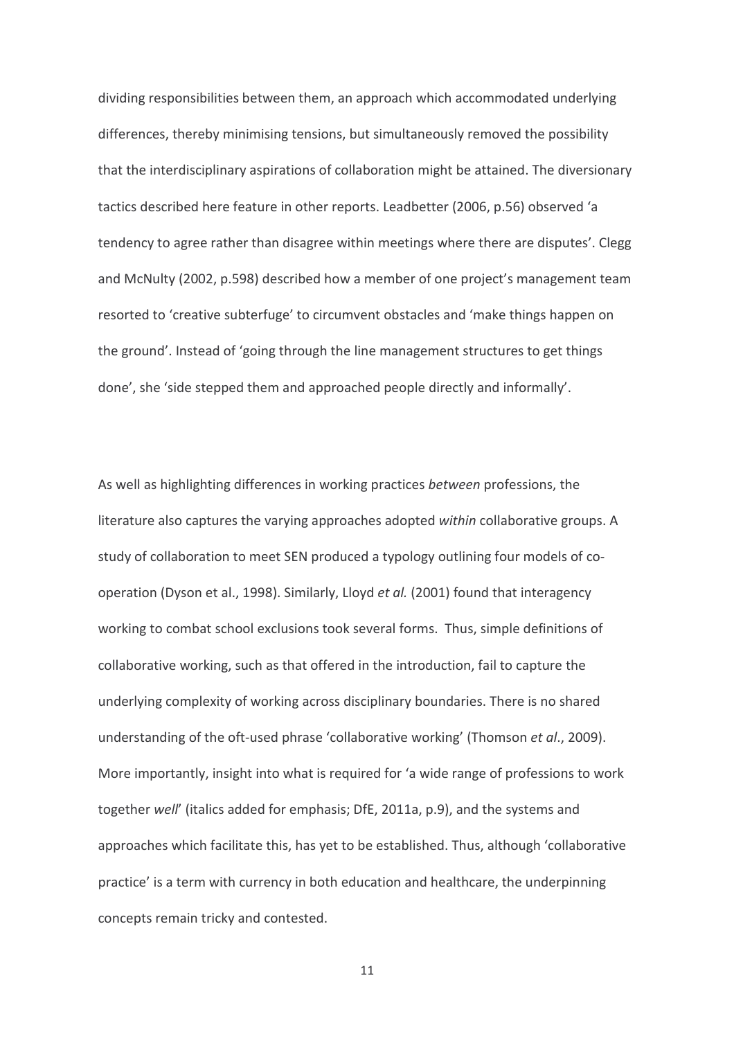dividing responsibilities between them, an approach which accommodated underlying differences, thereby minimising tensions, but simultaneously removed the possibility that the interdisciplinary aspirations of collaboration might be attained. The diversionary tactics described here feature in other reports. Leadbetter (2006, p.56) observed 'a tendency to agree rather than disagree within meetings where there are disputes'. Clegg and McNulty (2002, p.598) described how a member of one project's management team resorted to 'creative subterfuge' to circumvent obstacles and 'make things happen on the ground'. Instead of 'going through the line management structures to get things done', she 'side stepped them and approached people directly and informally'.

As well as highlighting differences in working practices *between* professions, the literature also captures the varying approaches adopted *within* collaborative groups. A study of collaboration to meet SEN produced a typology outlining four models of co-operation (Dyson et al., 1998). Similarly, Lloyd *et al.* (2001) found that interagency working to combat school exclusions took several forms. Thus, simple definitions of collaborative working, such as that offered in the introduction, fail to capture the underlying complexity of working across disciplinary boundaries. There is no shared understanding of the oft-used phrase 'collaborative working' (Thomson *et al*., 2009). More importantly, insight into what is required for 'a wide range of professions to work together *well*' (italics added for emphasis; DfE, 2011a, p.9), and the systems and approaches which facilitate this, has yet to be established. Thus, although 'collaborative practice' is a term with currency in both education and healthcare, the underpinning concepts remain tricky and contested.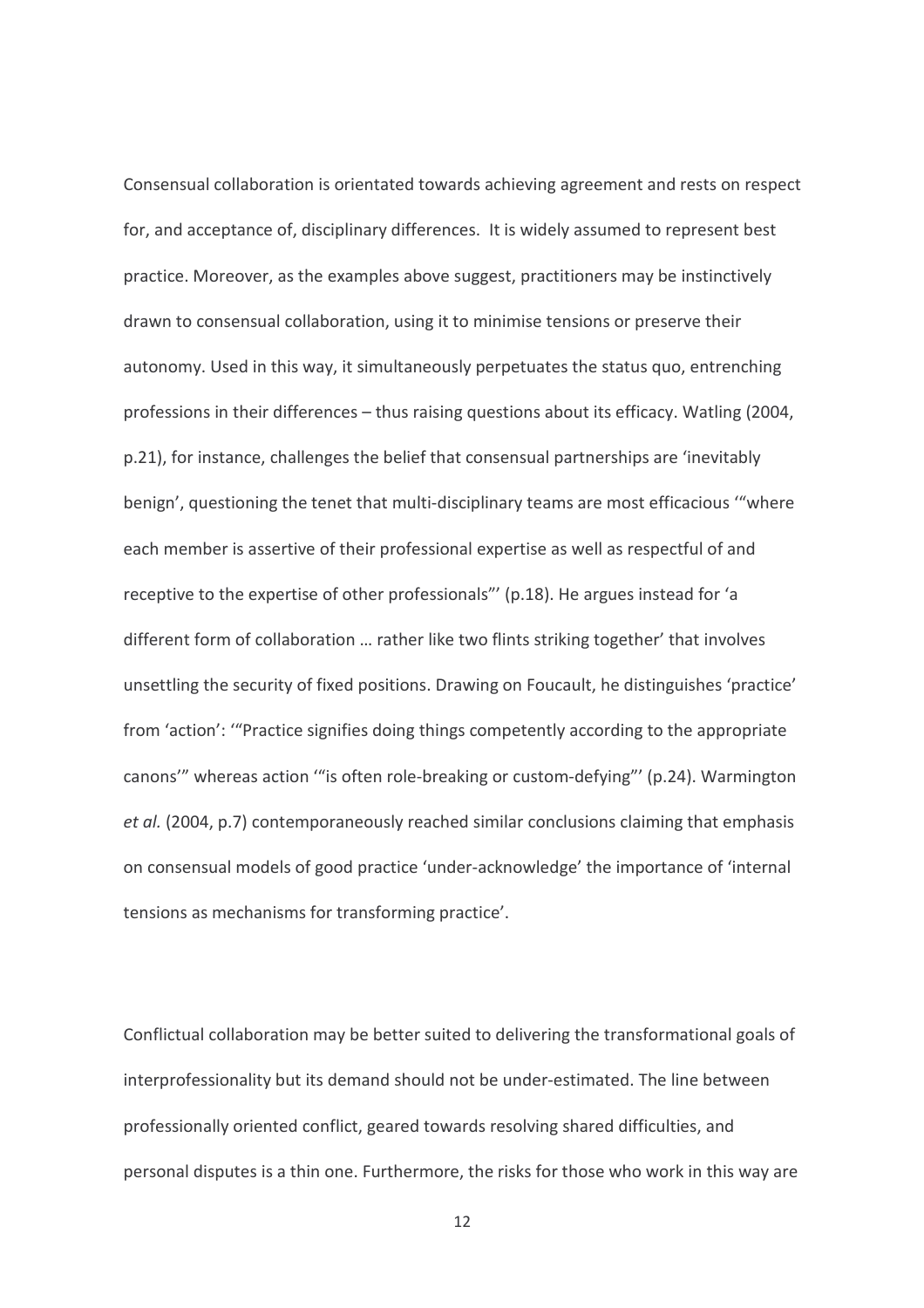Consensual collaboration is orientated towards achieving agreement and rests on respect for, and acceptance of, disciplinary differences.  It is widely assumed to represent best practice. Moreover, as the examples above suggest, practitioners may be instinctively drawn to consensual collaboration, using it to minimise tensions or preserve their autonomy. Used in this way, it simultaneously perpetuates the status quo, entrenching professions in their differences – thus raising questions about its efficacy. Watling (2004, p.21), for instance, challenges the belief that consensual partnerships are 'inevitably benign', questioning the tenet that multi-disciplinary teams are most efficacious '"where each member is assertive of their professional expertise as well as respectful of and receptive to the expertise of other professionals"' (p.18). He argues instead for 'a different form of collaboration … rather like two flints striking together' that involves unsettling the security of fixed positions. Drawing on Foucault, he distinguishes 'practice' from 'action': '"Practice signifies doing things competently according to the appropriate canons'" whereas action '"is often role-breaking or custom-defying"' (p.24). Warmington *et al.* (2004, p.7) contemporaneously reached similar conclusions claiming that emphasis on consensual models of good practice 'under-acknowledge' the importance of 'internal tensions as mechanisms for transforming practice'.

Conflictual collaboration may be better suited to delivering the transformational goals of interprofessionality but its demand should not be under-estimated. The line between professionally oriented conflict, geared towards resolving shared difficulties, and personal disputes is a thin one. Furthermore, the risks for those who work in this way are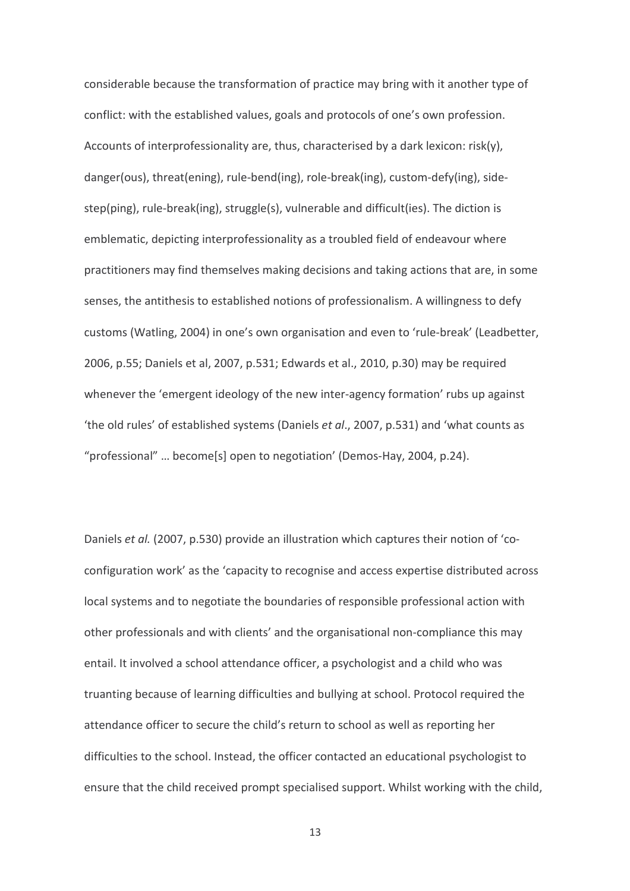considerable because the transformation of practice may bring with it another type of conflict: with the established values, goals and protocols of one's own profession. Accounts of interprofessionality are, thus, characterised by a dark lexicon: risk(y), danger(ous), threat(ening), rule-bend(ing), role-break(ing), custom-defy(ing), side-step(ping), rule-break(ing), struggle(s), vulnerable and difficult(ies). The diction is emblematic, depicting interprofessionality as a troubled field of endeavour where practitioners may find themselves making decisions and taking actions that are, in some senses, the antithesis to established notions of professionalism. A willingness to defy customs (Watling, 2004) in one's own organisation and even to 'rule-break' (Leadbetter, 2006, p.55; Daniels et al, 2007, p.531; Edwards et al., 2010, p.30) may be required whenever the 'emergent ideology of the new inter-agency formation' rubs up against 'the old rules' of established systems (Daniels *et al*., 2007, p.531) and 'what counts as "professional" … become[s] open to negotiation' (Demos-Hay, 2004, p.24).

Daniels *et al.* (2007, p.530) provide an illustration which captures their notion of 'co-configuration work' as the 'capacity to recognise and access expertise distributed across local systems and to negotiate the boundaries of responsible professional action with other professionals and with clients' and the organisational non-compliance this may entail. It involved a school attendance officer, a psychologist and a child who was truanting because of learning difficulties and bullying at school. Protocol required the attendance officer to secure the child's return to school as well as reporting her difficulties to the school. Instead, the officer contacted an educational psychologist to ensure that the child received prompt specialised support. Whilst working with the child,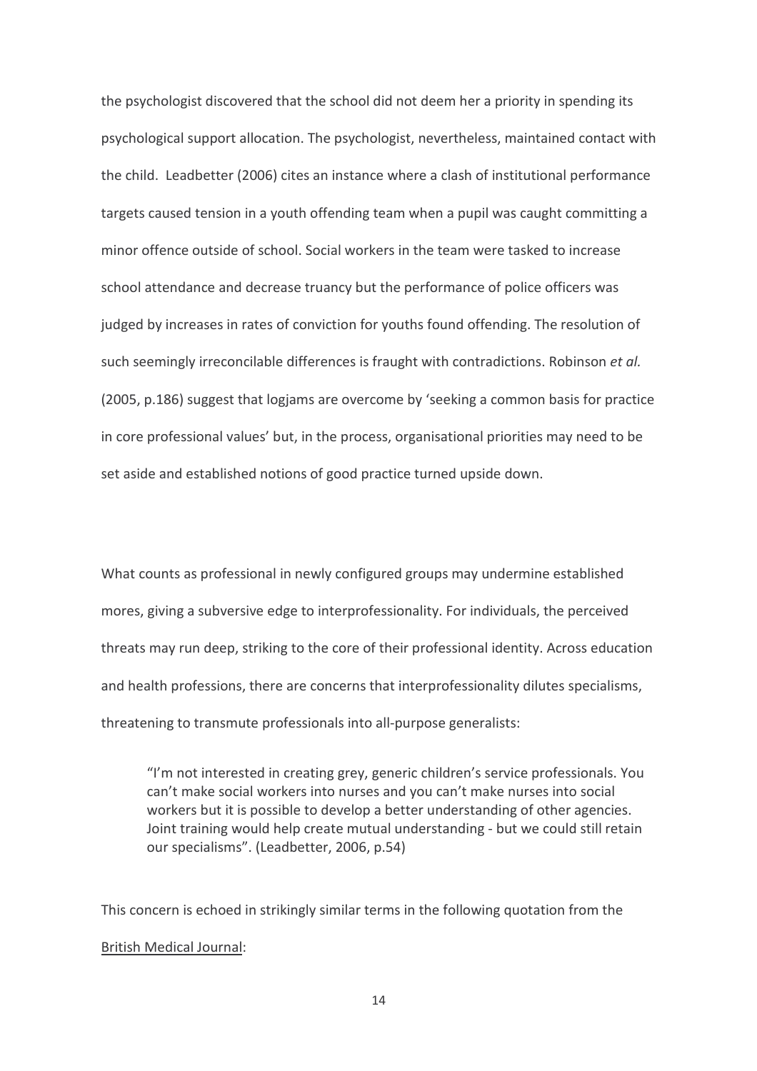the psychologist discovered that the school did not deem her a priority in spending its psychological support allocation. The psychologist, nevertheless, maintained contact with the child. Leadbetter (2006) cites an instance where a clash of institutional performance targets caused tension in a youth offending team when a pupil was caught committing a minor offence outside of school. Social workers in the team were tasked to increase school attendance and decrease truancy but the performance of police officers was judged by increases in rates of conviction for youths found offending. The resolution of such seemingly irreconcilable differences is fraught with contradictions. Robinson *et al.* (2005, p.186) suggest that logjams are overcome by 'seeking a common basis for practice in core professional values' but, in the process, organisational priorities may need to be set aside and established notions of good practice turned upside down.

What counts as professional in newly configured groups may undermine established mores, giving a subversive edge to interprofessionality. For individuals, the perceived threats may run deep, striking to the core of their professional identity. Across education and health professions, there are concerns that interprofessionality dilutes specialisms, threatening to transmute professionals into all-purpose generalists:

> "I'm not interested in creating grey, generic children's service professionals. You can't make social workers into nurses and you can't make nurses into social workers but it is possible to develop a better understanding of other agencies. Joint training would help create mutual understanding - but we could still retain our specialisms". (Leadbetter, 2006, p.54)

This concern is echoed in strikingly similar terms in the following quotation from the <u>British Medical Journal</u>: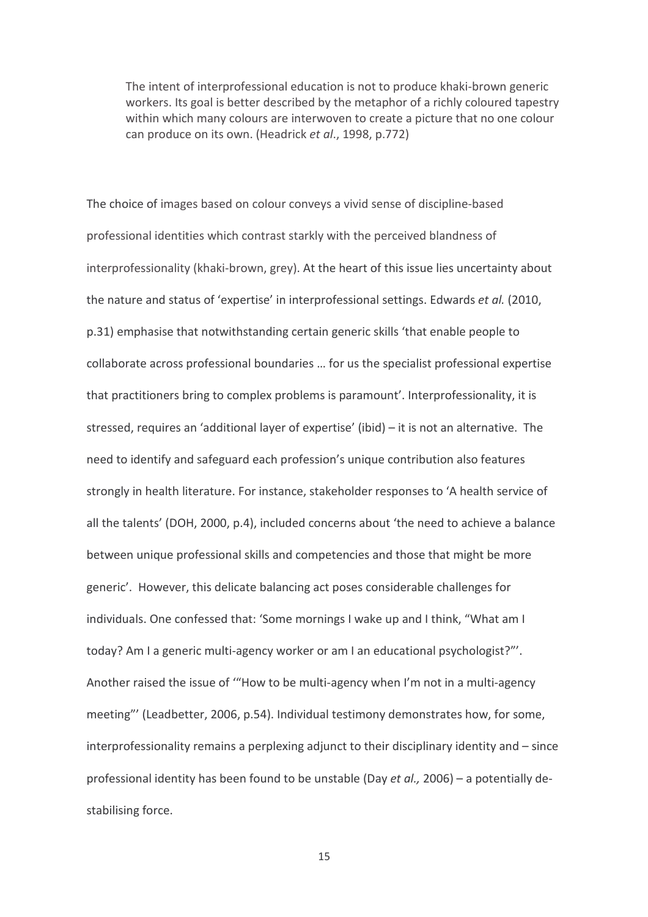> The intent of interprofessional education is not to produce khaki-brown generic workers. Its goal is better described by the metaphor of a richly coloured tapestry within which many colours are interwoven to create a picture that no one colour can produce on its own. (Headrick *et al*., 1998, p.772)

The choice of images based on colour conveys a vivid sense of discipline-based professional identities which contrast starkly with the perceived blandness of interprofessionality (khaki-brown, grey). At the heart of this issue lies uncertainty about the nature and status of 'expertise' in interprofessional settings. Edwards *et al.* (2010, p.31) emphasise that notwithstanding certain generic skills 'that enable people to collaborate across professional boundaries … for us the specialist professional expertise that practitioners bring to complex problems is paramount'. Interprofessionality, it is stressed, requires an 'additional layer of expertise' (ibid) – it is not an alternative. The need to identify and safeguard each profession's unique contribution also features strongly in health literature. For instance, stakeholder responses to 'A health service of all the talents' (DOH, 2000, p.4), included concerns about 'the need to achieve a balance between unique professional skills and competencies and those that might be more generic'. However, this delicate balancing act poses considerable challenges for individuals. One confessed that: 'Some mornings I wake up and I think, "What am I today? Am I a generic multi-agency worker or am I an educational psychologist?"'. Another raised the issue of '"How to be multi-agency when I'm not in a multi-agency meeting"' (Leadbetter, 2006, p.54). Individual testimony demonstrates how, for some, interprofessionality remains a perplexing adjunct to their disciplinary identity and – since professional identity has been found to be unstable (Day *et al.,* 2006) – a potentially de-stabilising force.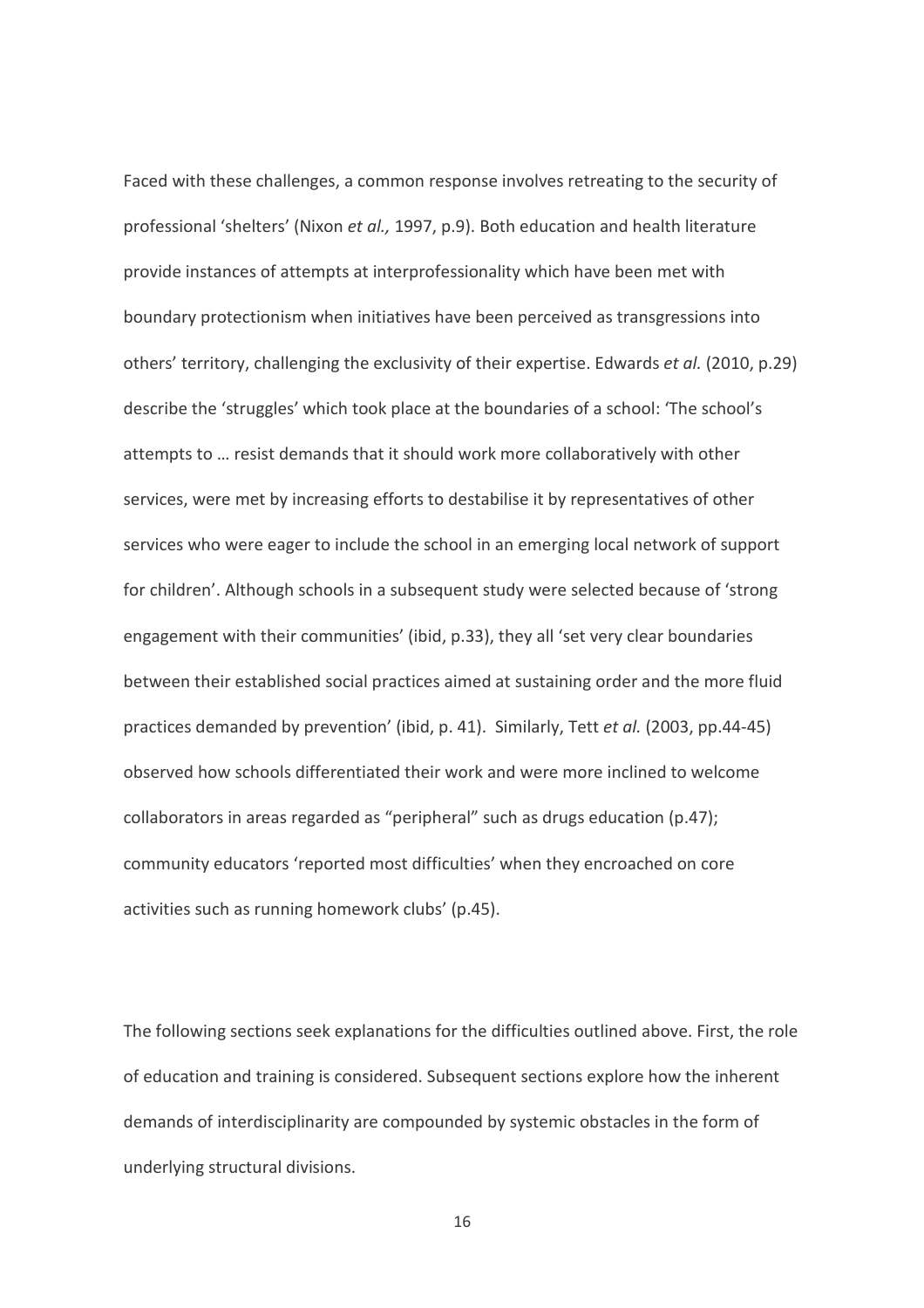Faced with these challenges, a common response involves retreating to the security of professional 'shelters' (Nixon *et al.,* 1997, p.9). Both education and health literature provide instances of attempts at interprofessionality which have been met with boundary protectionism when initiatives have been perceived as transgressions into others' territory, challenging the exclusivity of their expertise. Edwards *et al.* (2010, p.29) describe the 'struggles' which took place at the boundaries of a school: 'The school's attempts to … resist demands that it should work more collaboratively with other services, were met by increasing efforts to destabilise it by representatives of other services who were eager to include the school in an emerging local network of support for children'. Although schools in a subsequent study were selected because of 'strong engagement with their communities' (ibid, p.33), they all 'set very clear boundaries between their established social practices aimed at sustaining order and the more fluid practices demanded by prevention' (ibid, p. 41). Similarly, Tett *et al.* (2003, pp.44-45) observed how schools differentiated their work and were more inclined to welcome collaborators in areas regarded as "peripheral" such as drugs education (p.47); community educators 'reported most difficulties' when they encroached on core activities such as running homework clubs' (p.45).

The following sections seek explanations for the difficulties outlined above. First, the role of education and training is considered. Subsequent sections explore how the inherent demands of interdisciplinarity are compounded by systemic obstacles in the form of underlying structural divisions.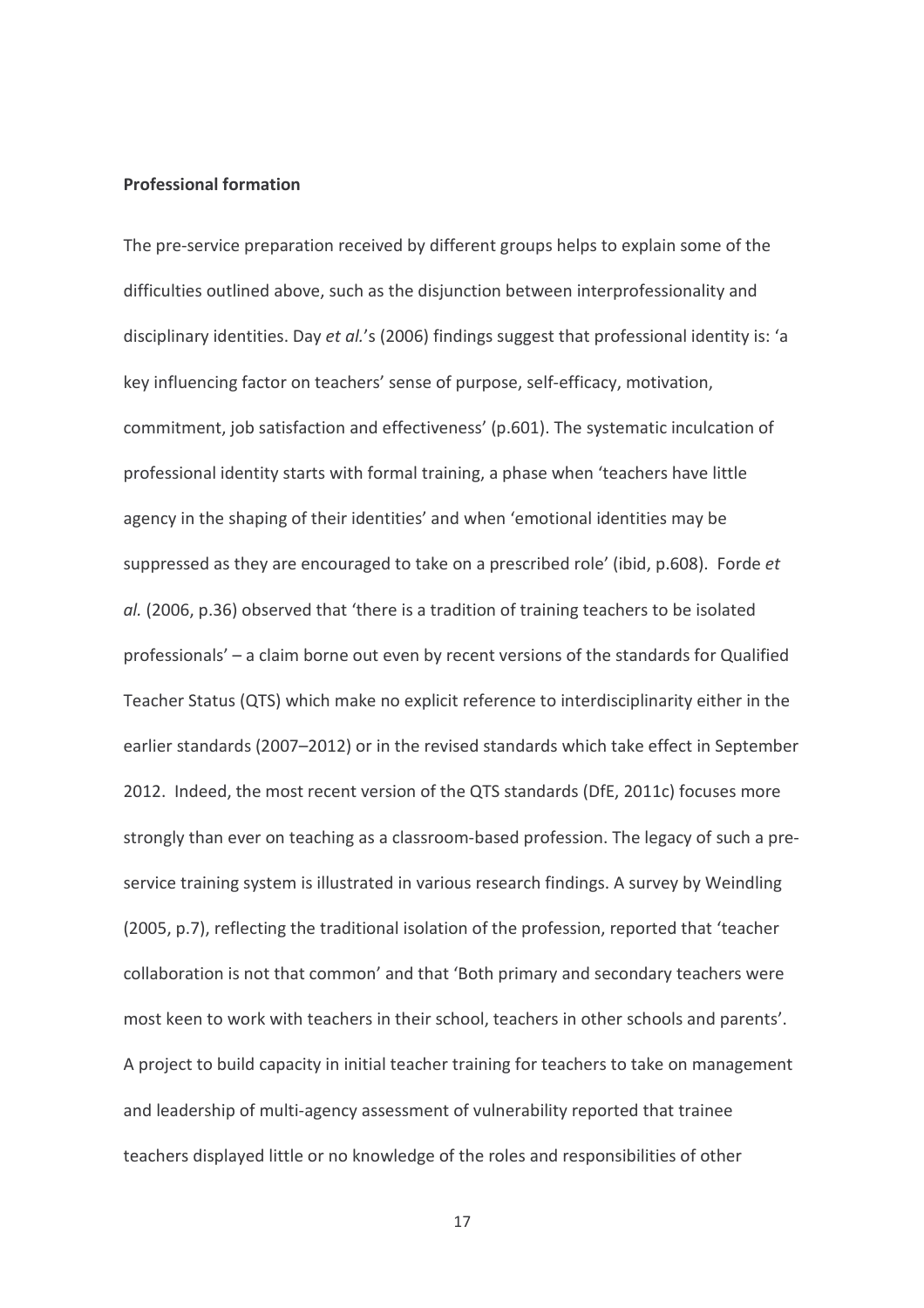**Professional formation**

The pre-service preparation received by different groups helps to explain some of the difficulties outlined above, such as the disjunction between interprofessionality and disciplinary identities. Day *et al.*'s (2006) findings suggest that professional identity is: 'a key influencing factor on teachers' sense of purpose, self-efficacy, motivation, commitment, job satisfaction and effectiveness' (p.601). The systematic inculcation of professional identity starts with formal training, a phase when 'teachers have little agency in the shaping of their identities' and when 'emotional identities may be suppressed as they are encouraged to take on a prescribed role' (ibid, p.608). Forde *et al.* (2006, p.36) observed that 'there is a tradition of training teachers to be isolated professionals' – a claim borne out even by recent versions of the standards for Qualified Teacher Status (QTS) which make no explicit reference to interdisciplinarity either in the earlier standards (2007–2012) or in the revised standards which take effect in September 2012. Indeed, the most recent version of the QTS standards (DfE, 2011c) focuses more strongly than ever on teaching as a classroom-based profession. The legacy of such a pre-service training system is illustrated in various research findings. A survey by Weindling (2005, p.7), reflecting the traditional isolation of the profession, reported that 'teacher collaboration is not that common' and that 'Both primary and secondary teachers were most keen to work with teachers in their school, teachers in other schools and parents'. A project to build capacity in initial teacher training for teachers to take on management and leadership of multi-agency assessment of vulnerability reported that trainee teachers displayed little or no knowledge of the roles and responsibilities of other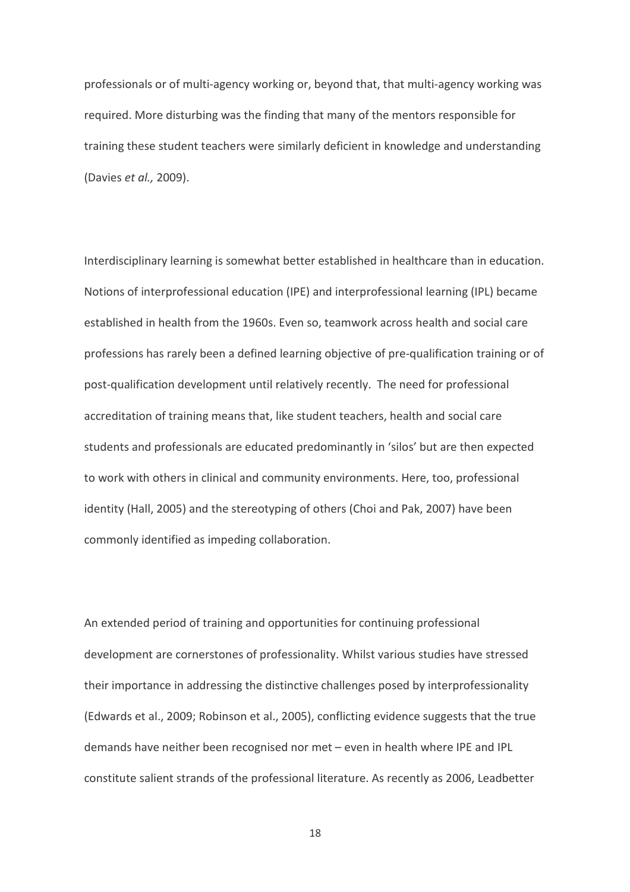professionals or of multi-agency working or, beyond that, that multi-agency working was required. More disturbing was the finding that many of the mentors responsible for training these student teachers were similarly deficient in knowledge and understanding (Davies *et al.,* 2009).

Interdisciplinary learning is somewhat better established in healthcare than in education. Notions of interprofessional education (IPE) and interprofessional learning (IPL) became established in health from the 1960s. Even so, teamwork across health and social care professions has rarely been a defined learning objective of pre-qualification training or of post-qualification development until relatively recently. The need for professional accreditation of training means that, like student teachers, health and social care students and professionals are educated predominantly in 'silos' but are then expected to work with others in clinical and community environments. Here, too, professional identity (Hall, 2005) and the stereotyping of others (Choi and Pak, 2007) have been commonly identified as impeding collaboration.

An extended period of training and opportunities for continuing professional development are cornerstones of professionality. Whilst various studies have stressed their importance in addressing the distinctive challenges posed by interprofessionality (Edwards et al., 2009; Robinson et al., 2005), conflicting evidence suggests that the true demands have neither been recognised nor met – even in health where IPE and IPL constitute salient strands of the professional literature. As recently as 2006, Leadbetter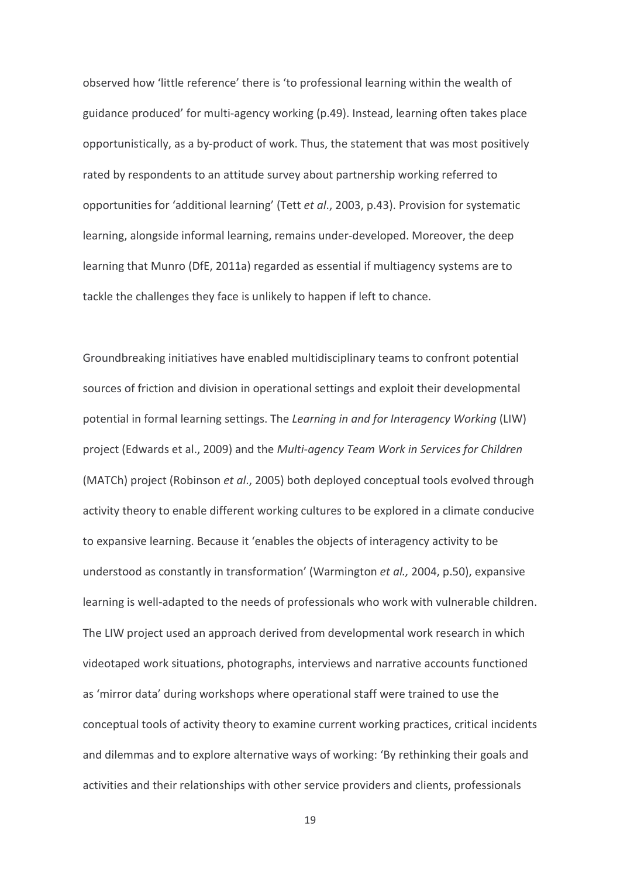observed how 'little reference' there is 'to professional learning within the wealth of guidance produced' for multi-agency working (p.49). Instead, learning often takes place opportunistically, as a by-product of work. Thus, the statement that was most positively rated by respondents to an attitude survey about partnership working referred to opportunities for 'additional learning' (Tett *et al*., 2003, p.43). Provision for systematic learning, alongside informal learning, remains under-developed. Moreover, the deep learning that Munro (DfE, 2011a) regarded as essential if multiagency systems are to tackle the challenges they face is unlikely to happen if left to chance.

Groundbreaking initiatives have enabled multidisciplinary teams to confront potential sources of friction and division in operational settings and exploit their developmental potential in formal learning settings. The *Learning in and for Interagency Working* (LIW) project (Edwards et al., 2009) and the *Multi-agency Team Work in Services for Children* (MATCh) project (Robinson *et al*., 2005) both deployed conceptual tools evolved through activity theory to enable different working cultures to be explored in a climate conducive to expansive learning. Because it 'enables the objects of interagency activity to be understood as constantly in transformation' (Warmington *et al.,* 2004, p.50), expansive learning is well-adapted to the needs of professionals who work with vulnerable children. The LIW project used an approach derived from developmental work research in which videotaped work situations, photographs, interviews and narrative accounts functioned as 'mirror data' during workshops where operational staff were trained to use the conceptual tools of activity theory to examine current working practices, critical incidents and dilemmas and to explore alternative ways of working: 'By rethinking their goals and activities and their relationships with other service providers and clients, professionals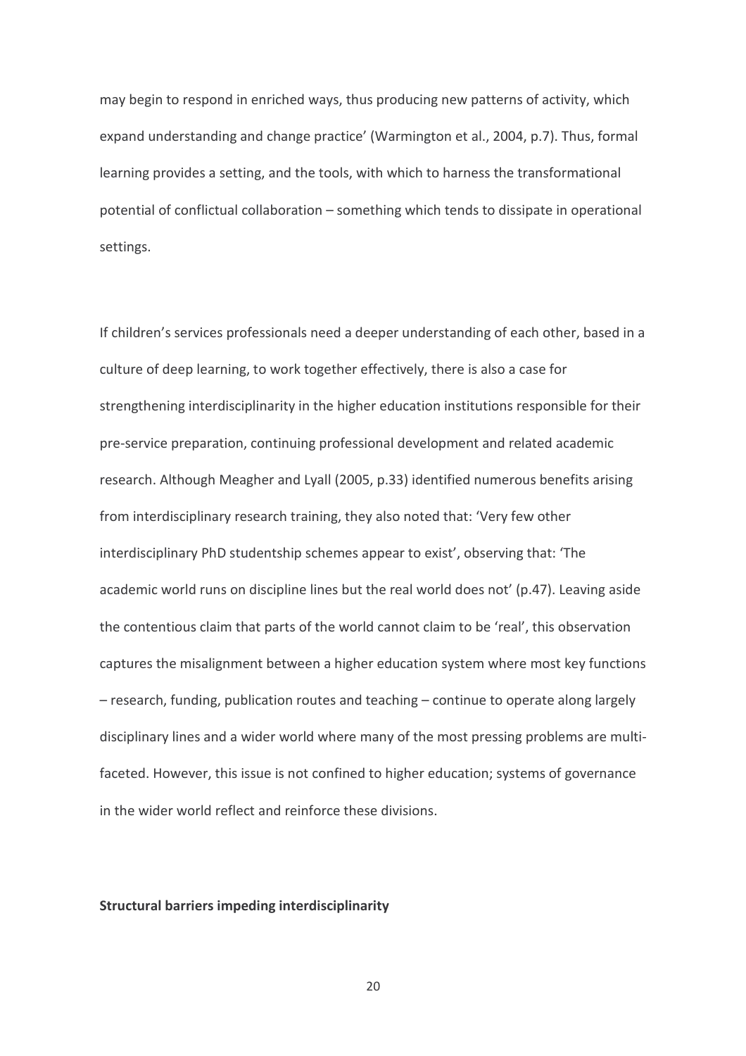may begin to respond in enriched ways, thus producing new patterns of activity, which expand understanding and change practice' (Warmington et al., 2004, p.7). Thus, formal learning provides a setting, and the tools, with which to harness the transformational potential of conflictual collaboration – something which tends to dissipate in operational settings.

If children's services professionals need a deeper understanding of each other, based in a culture of deep learning, to work together effectively, there is also a case for strengthening interdisciplinarity in the higher education institutions responsible for their pre-service preparation, continuing professional development and related academic research. Although Meagher and Lyall (2005, p.33) identified numerous benefits arising from interdisciplinary research training, they also noted that: 'Very few other interdisciplinary PhD studentship schemes appear to exist', observing that: 'The academic world runs on discipline lines but the real world does not' (p.47). Leaving aside the contentious claim that parts of the world cannot claim to be 'real', this observation captures the misalignment between a higher education system where most key functions – research, funding, publication routes and teaching – continue to operate along largely disciplinary lines and a wider world where many of the most pressing problems are multi-faceted. However, this issue is not confined to higher education; systems of governance in the wider world reflect and reinforce these divisions.

**Structural barriers impeding interdisciplinarity**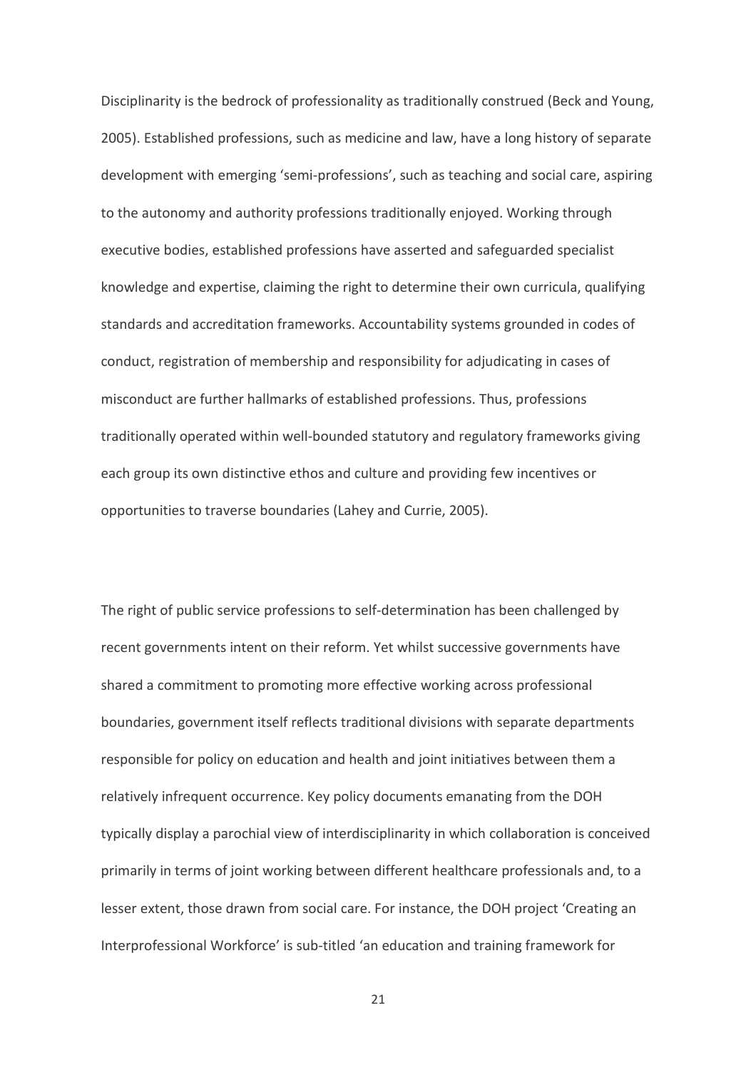Disciplinarity is the bedrock of professionality as traditionally construed (Beck and Young, 2005). Established professions, such as medicine and law, have a long history of separate development with emerging 'semi-professions', such as teaching and social care, aspiring to the autonomy and authority professions traditionally enjoyed. Working through executive bodies, established professions have asserted and safeguarded specialist knowledge and expertise, claiming the right to determine their own curricula, qualifying standards and accreditation frameworks. Accountability systems grounded in codes of conduct, registration of membership and responsibility for adjudicating in cases of misconduct are further hallmarks of established professions. Thus, professions traditionally operated within well-bounded statutory and regulatory frameworks giving each group its own distinctive ethos and culture and providing few incentives or opportunities to traverse boundaries (Lahey and Currie, 2005).

The right of public service professions to self-determination has been challenged by recent governments intent on their reform. Yet whilst successive governments have shared a commitment to promoting more effective working across professional boundaries, government itself reflects traditional divisions with separate departments responsible for policy on education and health and joint initiatives between them a relatively infrequent occurrence. Key policy documents emanating from the DOH typically display a parochial view of interdisciplinarity in which collaboration is conceived primarily in terms of joint working between different healthcare professionals and, to a lesser extent, those drawn from social care. For instance, the DOH project 'Creating an Interprofessional Workforce' is sub-titled 'an education and training framework for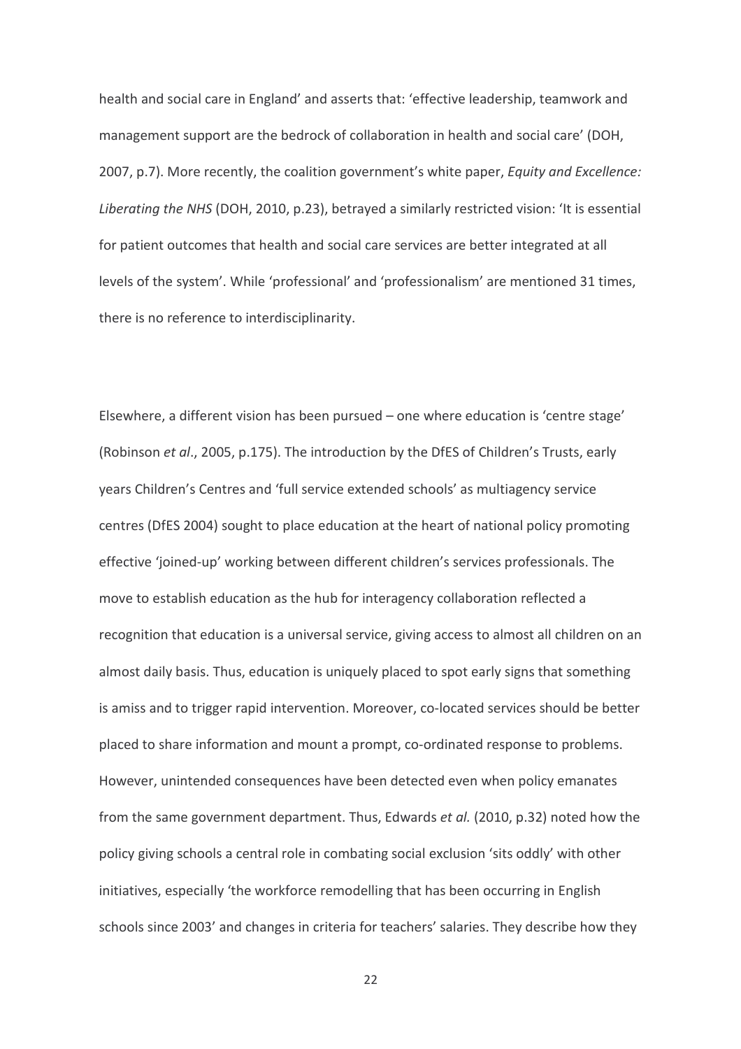health and social care in England' and asserts that: 'effective leadership, teamwork and management support are the bedrock of collaboration in health and social care' (DOH, 2007, p.7). More recently, the coalition government's white paper, *Equity and Excellence: Liberating the NHS* (DOH, 2010, p.23), betrayed a similarly restricted vision: 'It is essential for patient outcomes that health and social care services are better integrated at all levels of the system'. While 'professional' and 'professionalism' are mentioned 31 times, there is no reference to interdisciplinarity.

Elsewhere, a different vision has been pursued – one where education is 'centre stage' (Robinson *et al*., 2005, p.175). The introduction by the DfES of Children's Trusts, early years Children's Centres and 'full service extended schools' as multiagency service centres (DfES 2004) sought to place education at the heart of national policy promoting effective 'joined-up' working between different children's services professionals. The move to establish education as the hub for interagency collaboration reflected a recognition that education is a universal service, giving access to almost all children on an almost daily basis. Thus, education is uniquely placed to spot early signs that something is amiss and to trigger rapid intervention. Moreover, co-located services should be better placed to share information and mount a prompt, co-ordinated response to problems. However, unintended consequences have been detected even when policy emanates from the same government department. Thus, Edwards *et al.* (2010, p.32) noted how the policy giving schools a central role in combating social exclusion 'sits oddly' with other initiatives, especially 'the workforce remodelling that has been occurring in English schools since 2003' and changes in criteria for teachers' salaries. They describe how they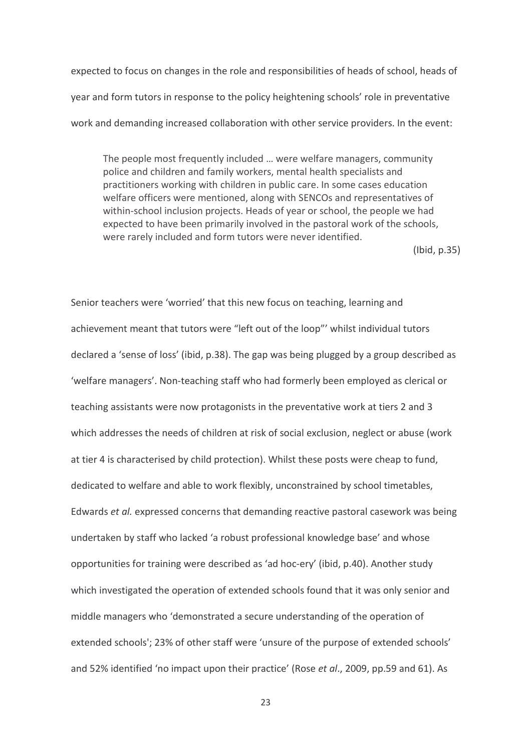expected to focus on changes in the role and responsibilities of heads of school, heads of year and form tutors in response to the policy heightening schools' role in preventative work and demanding increased collaboration with other service providers. In the event:

> The people most frequently included … were welfare managers, community police and children and family workers, mental health specialists and practitioners working with children in public care. In some cases education welfare officers were mentioned, along with SENCOs and representatives of within-school inclusion projects. Heads of year or school, the people we had expected to have been primarily involved in the pastoral work of the schools, were rarely included and form tutors were never identified.
>
> (Ibid, p.35)

Senior teachers were 'worried' that this new focus on teaching, learning and achievement meant that tutors were "left out of the loop"' whilst individual tutors declared a 'sense of loss' (ibid, p.38). The gap was being plugged by a group described as 'welfare managers'. Non-teaching staff who had formerly been employed as clerical or teaching assistants were now protagonists in the preventative work at tiers 2 and 3 which addresses the needs of children at risk of social exclusion, neglect or abuse (work at tier 4 is characterised by child protection). Whilst these posts were cheap to fund, dedicated to welfare and able to work flexibly, unconstrained by school timetables, Edwards *et al.* expressed concerns that demanding reactive pastoral casework was being undertaken by staff who lacked 'a robust professional knowledge base' and whose opportunities for training were described as 'ad hoc-ery' (ibid, p.40). Another study which investigated the operation of extended schools found that it was only senior and middle managers who 'demonstrated a secure understanding of the operation of extended schools'; 23% of other staff were 'unsure of the purpose of extended schools' and 52% identified 'no impact upon their practice' (Rose *et al*., 2009, pp.59 and 61). As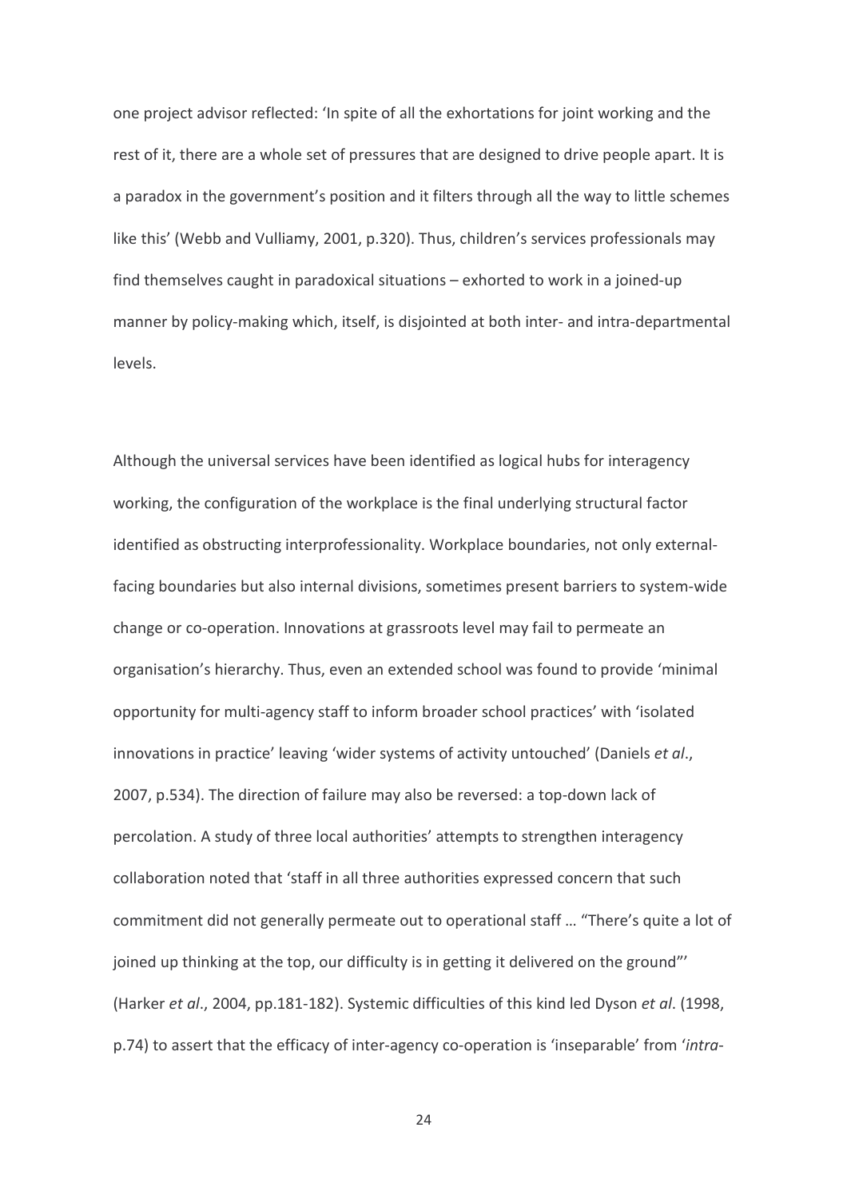one project advisor reflected: 'In spite of all the exhortations for joint working and the rest of it, there are a whole set of pressures that are designed to drive people apart. It is a paradox in the government's position and it filters through all the way to little schemes like this' (Webb and Vulliamy, 2001, p.320). Thus, children's services professionals may find themselves caught in paradoxical situations – exhorted to work in a joined-up manner by policy-making which, itself, is disjointed at both inter- and intra-departmental levels.

Although the universal services have been identified as logical hubs for interagency working, the configuration of the workplace is the final underlying structural factor identified as obstructing interprofessionality. Workplace boundaries, not only external-facing boundaries but also internal divisions, sometimes present barriers to system-wide change or co-operation. Innovations at grassroots level may fail to permeate an organisation's hierarchy. Thus, even an extended school was found to provide 'minimal opportunity for multi-agency staff to inform broader school practices' with 'isolated innovations in practice' leaving 'wider systems of activity untouched' (Daniels *et al*., 2007, p.534). The direction of failure may also be reversed: a top-down lack of percolation. A study of three local authorities' attempts to strengthen interagency collaboration noted that 'staff in all three authorities expressed concern that such commitment did not generally permeate out to operational staff … "There's quite a lot of joined up thinking at the top, our difficulty is in getting it delivered on the ground"' (Harker *et al*., 2004, pp.181-182). Systemic difficulties of this kind led Dyson *et al*. (1998, p.74) to assert that the efficacy of inter-agency co-operation is 'inseparable' from '*intra*-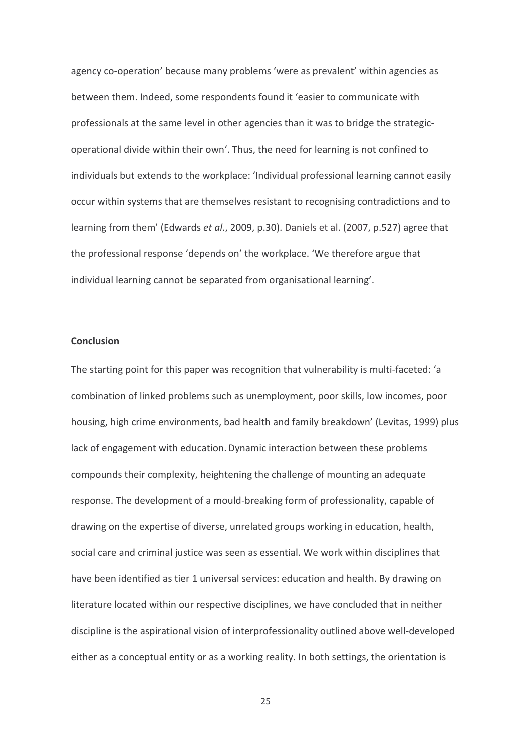agency co-operation' because many problems 'were as prevalent' within agencies as between them. Indeed, some respondents found it 'easier to communicate with professionals at the same level in other agencies than it was to bridge the strategic-operational divide within their own'. Thus, the need for learning is not confined to individuals but extends to the workplace: 'Individual professional learning cannot easily occur within systems that are themselves resistant to recognising contradictions and to learning from them' (Edwards *et al*., 2009, p.30). Daniels et al. (2007, p.527) agree that the professional response 'depends on' the workplace. 'We therefore argue that individual learning cannot be separated from organisational learning'.

**Conclusion**

The starting point for this paper was recognition that vulnerability is multi-faceted: 'a combination of linked problems such as unemployment, poor skills, low incomes, poor housing, high crime environments, bad health and family breakdown' (Levitas, 1999) plus lack of engagement with education. Dynamic interaction between these problems compounds their complexity, heightening the challenge of mounting an adequate response. The development of a mould-breaking form of professionality, capable of drawing on the expertise of diverse, unrelated groups working in education, health, social care and criminal justice was seen as essential. We work within disciplines that have been identified as tier 1 universal services: education and health. By drawing on literature located within our respective disciplines, we have concluded that in neither discipline is the aspirational vision of interprofessionality outlined above well-developed either as a conceptual entity or as a working reality. In both settings, the orientation is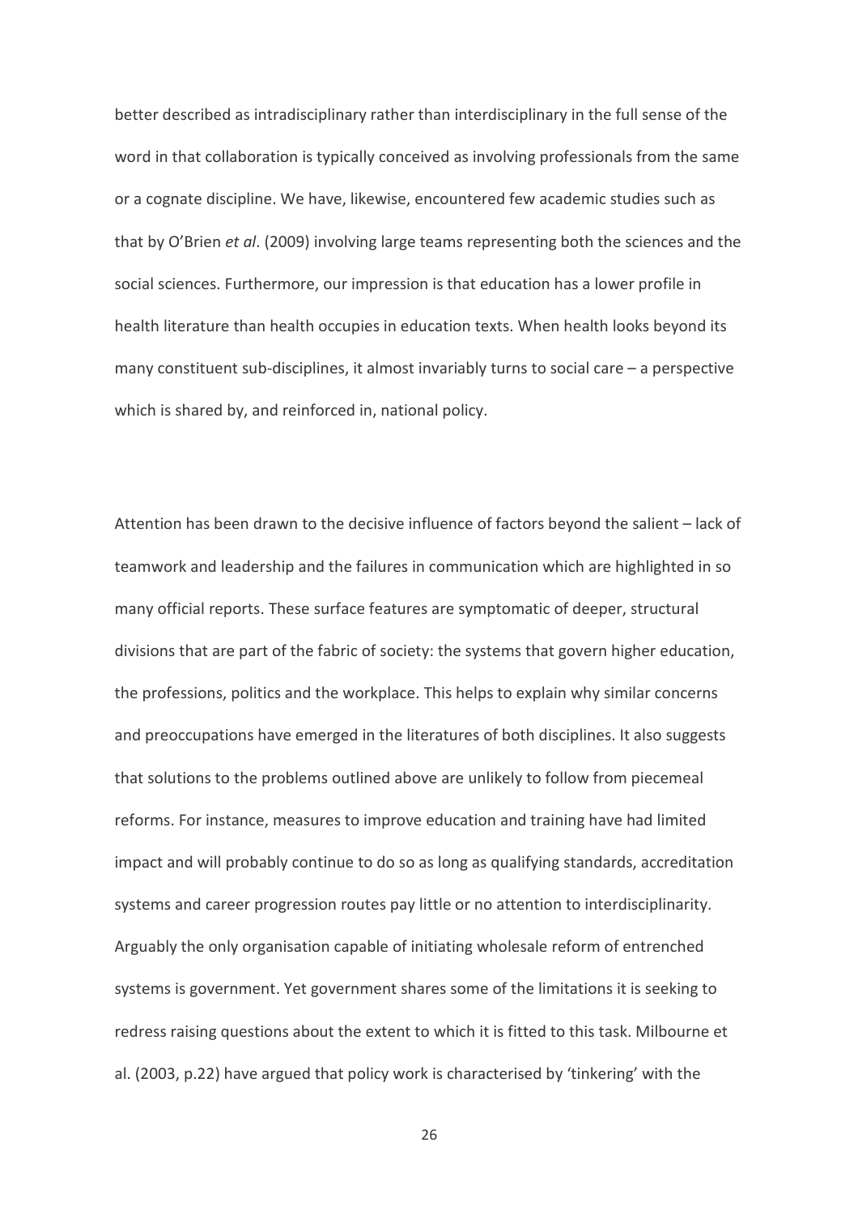better described as intradisciplinary rather than interdisciplinary in the full sense of the word in that collaboration is typically conceived as involving professionals from the same or a cognate discipline. We have, likewise, encountered few academic studies such as that by O'Brien *et al*. (2009) involving large teams representing both the sciences and the social sciences. Furthermore, our impression is that education has a lower profile in health literature than health occupies in education texts. When health looks beyond its many constituent sub-disciplines, it almost invariably turns to social care – a perspective which is shared by, and reinforced in, national policy.

Attention has been drawn to the decisive influence of factors beyond the salient – lack of teamwork and leadership and the failures in communication which are highlighted in so many official reports. These surface features are symptomatic of deeper, structural divisions that are part of the fabric of society: the systems that govern higher education, the professions, politics and the workplace. This helps to explain why similar concerns and preoccupations have emerged in the literatures of both disciplines. It also suggests that solutions to the problems outlined above are unlikely to follow from piecemeal reforms. For instance, measures to improve education and training have had limited impact and will probably continue to do so as long as qualifying standards, accreditation systems and career progression routes pay little or no attention to interdisciplinarity. Arguably the only organisation capable of initiating wholesale reform of entrenched systems is government. Yet government shares some of the limitations it is seeking to redress raising questions about the extent to which it is fitted to this task. Milbourne et al. (2003, p.22) have argued that policy work is characterised by 'tinkering' with the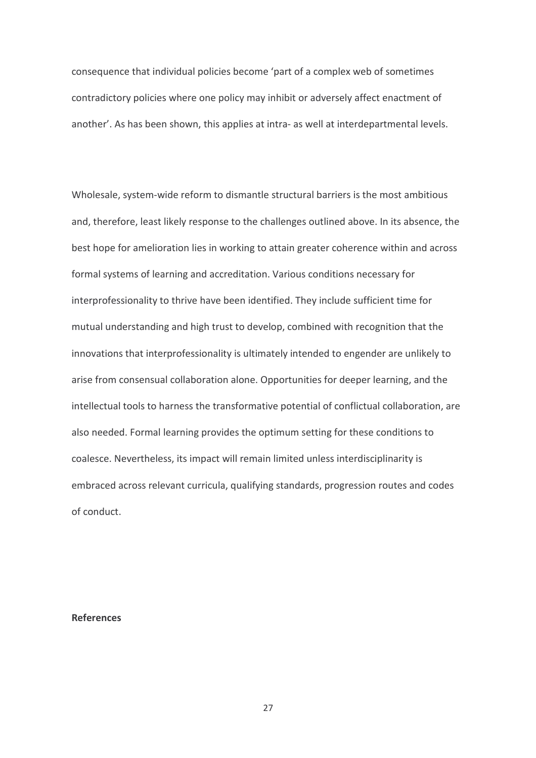consequence that individual policies become 'part of a complex web of sometimes contradictory policies where one policy may inhibit or adversely affect enactment of another'. As has been shown, this applies at intra- as well at interdepartmental levels.

Wholesale, system-wide reform to dismantle structural barriers is the most ambitious and, therefore, least likely response to the challenges outlined above. In its absence, the best hope for amelioration lies in working to attain greater coherence within and across formal systems of learning and accreditation. Various conditions necessary for interprofessionality to thrive have been identified. They include sufficient time for mutual understanding and high trust to develop, combined with recognition that the innovations that interprofessionality is ultimately intended to engender are unlikely to arise from consensual collaboration alone. Opportunities for deeper learning, and the intellectual tools to harness the transformative potential of conflictual collaboration, are also needed. Formal learning provides the optimum setting for these conditions to coalesce. Nevertheless, its impact will remain limited unless interdisciplinarity is embraced across relevant curricula, qualifying standards, progression routes and codes of conduct.

**References**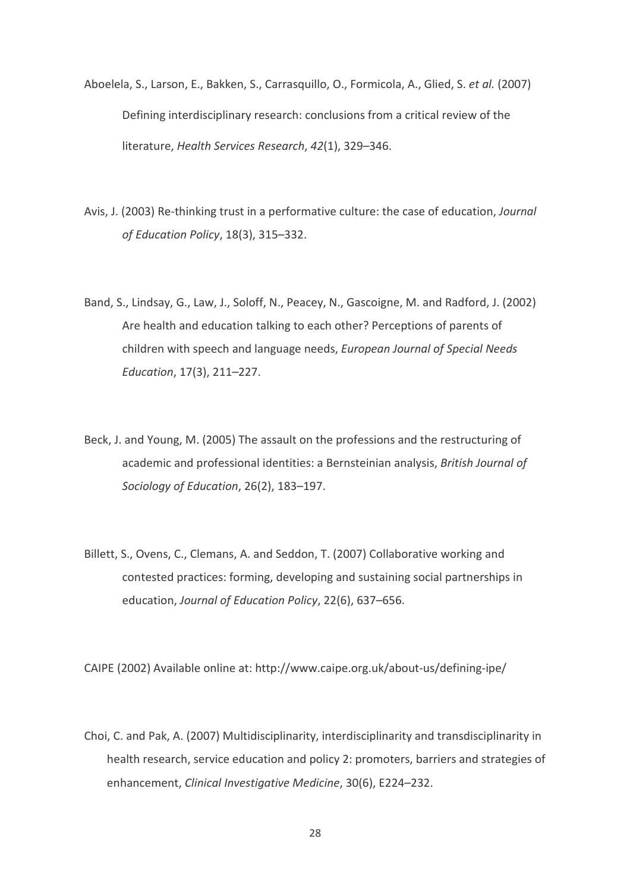Aboelela, S., Larson, E., Bakken, S., Carrasquillo, O., Formicola, A., Glied, S. *et al.* (2007) Defining interdisciplinary research: conclusions from a critical review of the literature, *Health Services Research*, *42*(1), 329–346.

Avis, J. (2003) Re-thinking trust in a performative culture: the case of education, *Journal of Education Policy*, 18(3), 315–332.

Band, S., Lindsay, G., Law, J., Soloff, N., Peacey, N., Gascoigne, M. and Radford, J. (2002) Are health and education talking to each other? Perceptions of parents of children with speech and language needs, *European Journal of Special Needs Education*, 17(3), 211–227.

Beck, J. and Young, M. (2005) The assault on the professions and the restructuring of academic and professional identities: a Bernsteinian analysis, *British Journal of Sociology of Education*, 26(2), 183–197.

Billett, S., Ovens, C., Clemans, A. and Seddon, T. (2007) Collaborative working and contested practices: forming, developing and sustaining social partnerships in education, *Journal of Education Policy*, 22(6), 637–656.

CAIPE (2002) Available online at: http://www.caipe.org.uk/about-us/defining-ipe/

Choi, C. and Pak, A. (2007) Multidisciplinarity, interdisciplinarity and transdisciplinarity in health research, service education and policy 2: promoters, barriers and strategies of enhancement, *Clinical Investigative Medicine*, 30(6), E224–232.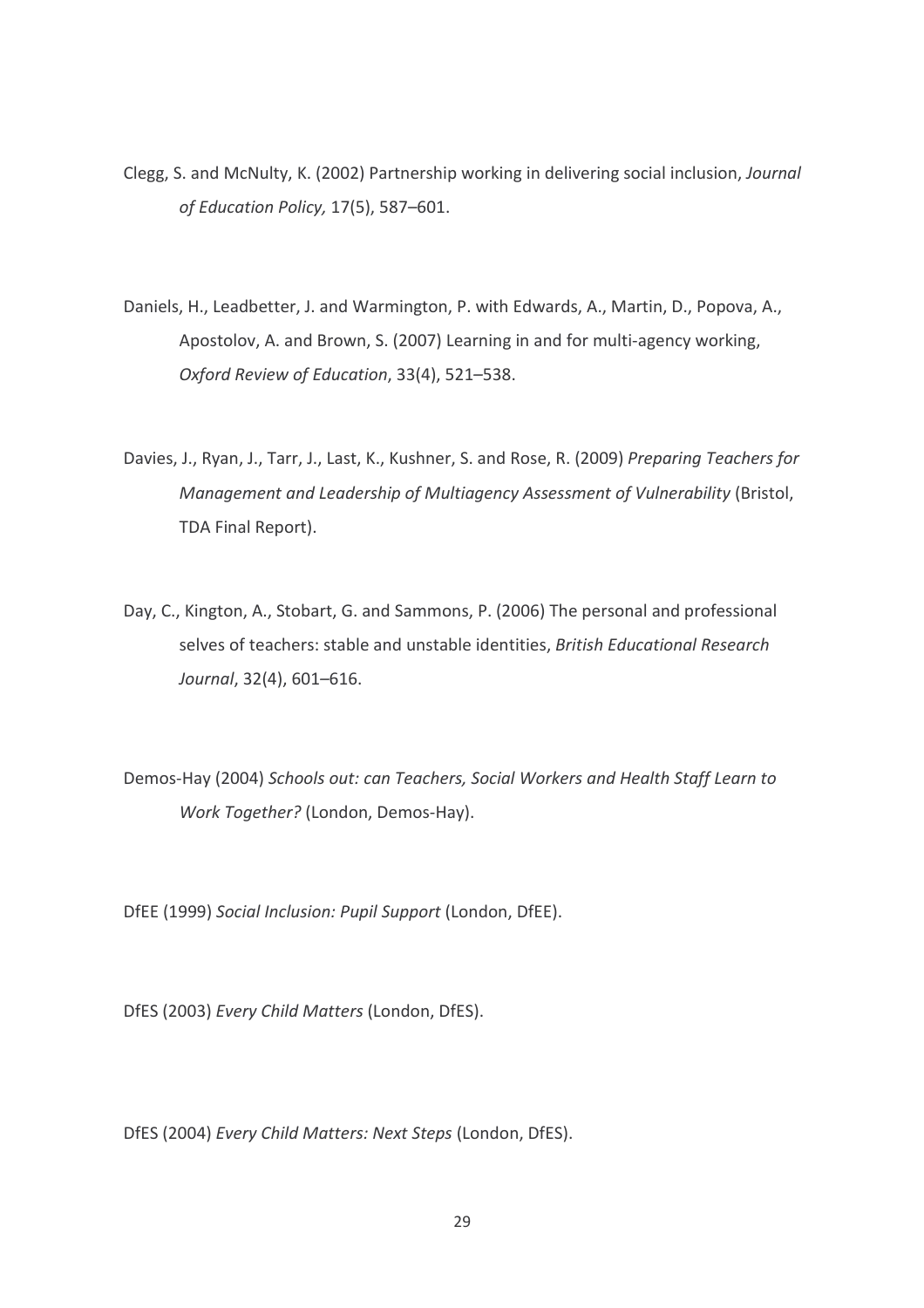Clegg, S. and McNulty, K. (2002) Partnership working in delivering social inclusion, *Journal of Education Policy,* 17(5), 587–601.

Daniels, H., Leadbetter, J. and Warmington, P. with Edwards, A., Martin, D., Popova, A., Apostolov, A. and Brown, S. (2007) Learning in and for multi-agency working, *Oxford Review of Education*, 33(4), 521–538.

Davies, J., Ryan, J., Tarr, J., Last, K., Kushner, S. and Rose, R. (2009) *Preparing Teachers for Management and Leadership of Multiagency Assessment of Vulnerability* (Bristol, TDA Final Report).

Day, C., Kington, A., Stobart, G. and Sammons, P. (2006) The personal and professional selves of teachers: stable and unstable identities, *British Educational Research Journal*, 32(4), 601–616.

Demos-Hay (2004) *Schools out: can Teachers, Social Workers and Health Staff Learn to Work Together?* (London, Demos-Hay).

DfEE (1999) *Social Inclusion: Pupil Support* (London, DfEE).

DfES (2003) *Every Child Matters* (London, DfES).

DfES (2004) *Every Child Matters: Next Steps* (London, DfES).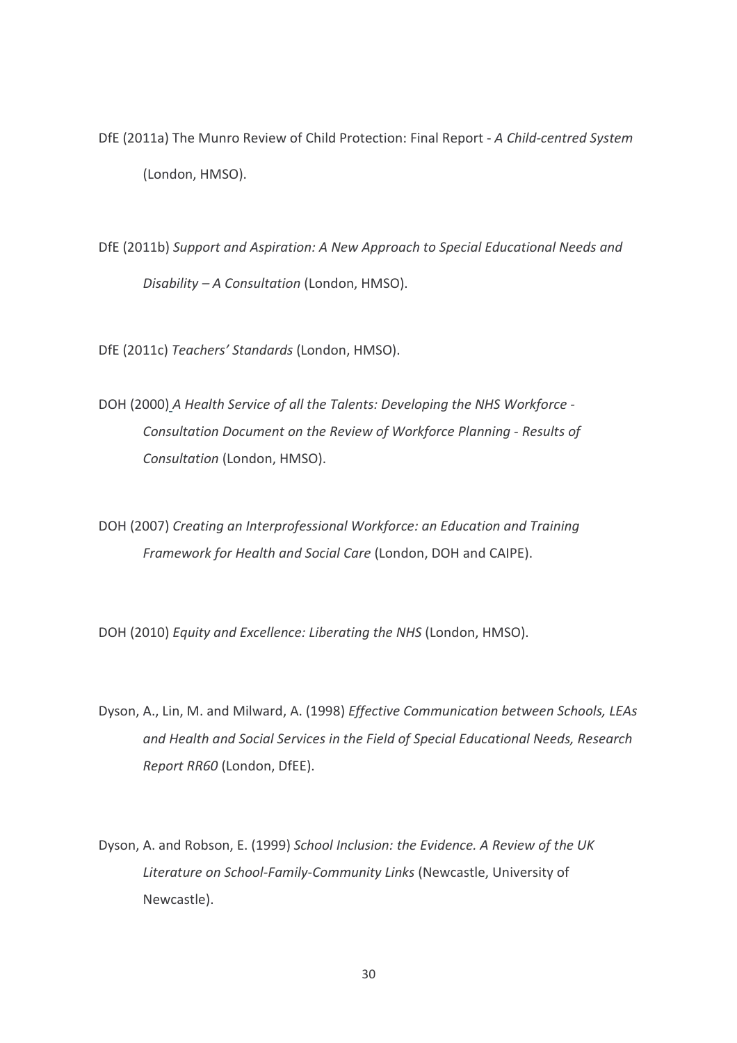DfE (2011a) The Munro Review of Child Protection: Final Report - *A Child-centred System* (London, HMSO).

DfE (2011b) *Support and Aspiration: A New Approach to Special Educational Needs and Disability – A Consultation* (London, HMSO).

DfE (2011c) *Teachers' Standards* (London, HMSO).

DOH (2000) *A Health Service of all the Talents: Developing the NHS Workforce - Consultation Document on the Review of Workforce Planning - Results of Consultation* (London, HMSO).

DOH (2007) *Creating an Interprofessional Workforce: an Education and Training Framework for Health and Social Care* (London, DOH and CAIPE).

DOH (2010) *Equity and Excellence: Liberating the NHS* (London, HMSO).

Dyson, A., Lin, M. and Milward, A. (1998) *Effective Communication between Schools, LEAs and Health and Social Services in the Field of Special Educational Needs, Research Report RR60* (London, DfEE).

Dyson, A. and Robson, E. (1999) *School Inclusion: the Evidence. A Review of the UK Literature on School-Family-Community Links* (Newcastle, University of Newcastle).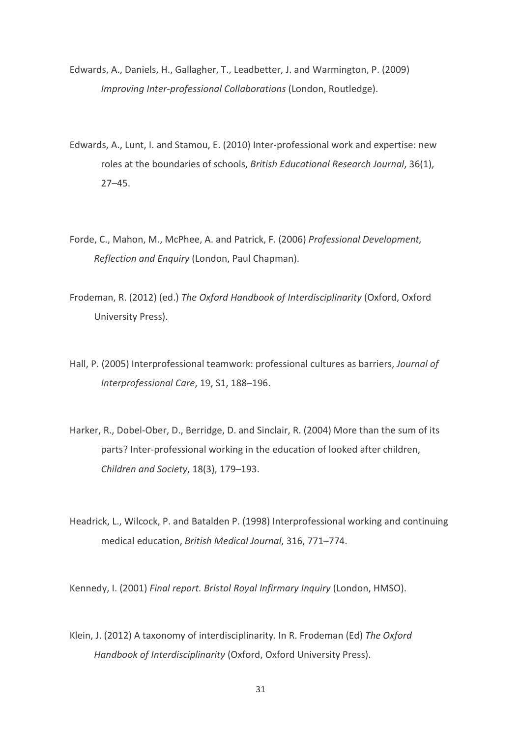Edwards, A., Daniels, H., Gallagher, T., Leadbetter, J. and Warmington, P. (2009) *Improving Inter-professional Collaborations* (London, Routledge).

Edwards, A., Lunt, I. and Stamou, E. (2010) Inter-professional work and expertise: new roles at the boundaries of schools, *British Educational Research Journal*, 36(1), 27–45.

Forde, C., Mahon, M., McPhee, A. and Patrick, F. (2006) *Professional Development, Reflection and Enquiry* (London, Paul Chapman).

Frodeman, R. (2012) (ed.) *The Oxford Handbook of Interdisciplinarity* (Oxford, Oxford University Press).

Hall, P. (2005) Interprofessional teamwork: professional cultures as barriers, *Journal of Interprofessional Care*, 19, S1, 188–196.

Harker, R., Dobel-Ober, D., Berridge, D. and Sinclair, R. (2004) More than the sum of its parts? Inter-professional working in the education of looked after children, *Children and Society*, 18(3), 179–193.

Headrick, L., Wilcock, P. and Batalden P. (1998) Interprofessional working and continuing medical education, *British Medical Journal*, 316, 771–774.

Kennedy, I. (2001) *Final report. Bristol Royal Infirmary Inquiry* (London, HMSO).

Klein, J. (2012) A taxonomy of interdisciplinarity. In R. Frodeman (Ed) *The Oxford Handbook of Interdisciplinarity* (Oxford, Oxford University Press).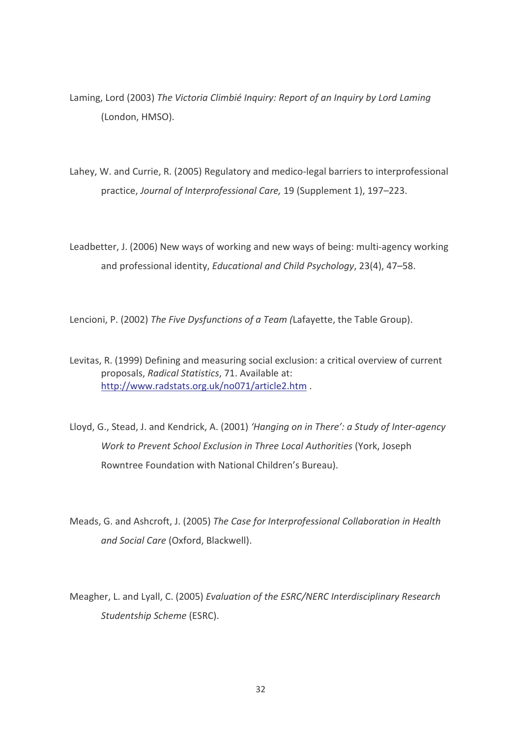Laming, Lord (2003) *The Victoria Climbié Inquiry: Report of an Inquiry by Lord Laming* (London, HMSO).

Lahey, W. and Currie, R. (2005) Regulatory and medico-legal barriers to interprofessional practice, *Journal of Interprofessional Care,* 19 (Supplement 1), 197–223.

Leadbetter, J. (2006) New ways of working and new ways of being: multi-agency working and professional identity, *Educational and Child Psychology*, 23(4), 47–58.

Lencioni, P. (2002) *The Five Dysfunctions of a Team (*Lafayette, the Table Group).

Levitas, R. (1999) Defining and measuring social exclusion: a critical overview of current proposals, *Radical Statistics*, 71. Available at: http://www.radstats.org.uk/no071/article2.htm .

Lloyd, G., Stead, J. and Kendrick, A. (2001) *'Hanging on in There': a Study of Inter-agency Work to Prevent School Exclusion in Three Local Authorities* (York, Joseph Rowntree Foundation with National Children's Bureau).

Meads, G. and Ashcroft, J. (2005) *The Case for Interprofessional Collaboration in Health and Social Care* (Oxford, Blackwell).

Meagher, L. and Lyall, C. (2005) *Evaluation of the ESRC/NERC Interdisciplinary Research Studentship Scheme* (ESRC).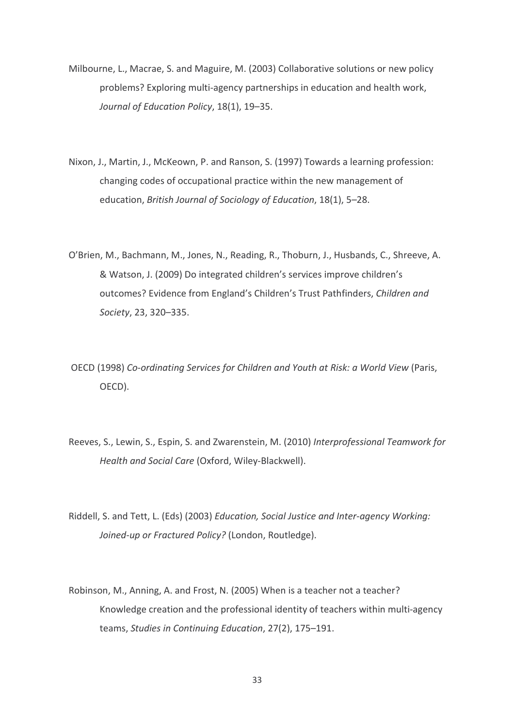Milbourne, L., Macrae, S. and Maguire, M. (2003) Collaborative solutions or new policy problems? Exploring multi-agency partnerships in education and health work, *Journal of Education Policy*, 18(1), 19–35.

Nixon, J., Martin, J., McKeown, P. and Ranson, S. (1997) Towards a learning profession: changing codes of occupational practice within the new management of education, *British Journal of Sociology of Education*, 18(1), 5–28.

O'Brien, M., Bachmann, M., Jones, N., Reading, R., Thoburn, J., Husbands, C., Shreeve, A. & Watson, J. (2009) Do integrated children's services improve children's outcomes? Evidence from England's Children's Trust Pathfinders, *Children and Society*, 23, 320–335.

OECD (1998) *Co-ordinating Services for Children and Youth at Risk: a World View* (Paris, OECD).

Reeves, S., Lewin, S., Espin, S. and Zwarenstein, M. (2010) *Interprofessional Teamwork for Health and Social Care* (Oxford, Wiley-Blackwell).

Riddell, S. and Tett, L. (Eds) (2003) *Education, Social Justice and Inter-agency Working: Joined-up or Fractured Policy?* (London, Routledge).

Robinson, M., Anning, A. and Frost, N. (2005) When is a teacher not a teacher? Knowledge creation and the professional identity of teachers within multi-agency teams, *Studies in Continuing Education*, 27(2), 175–191.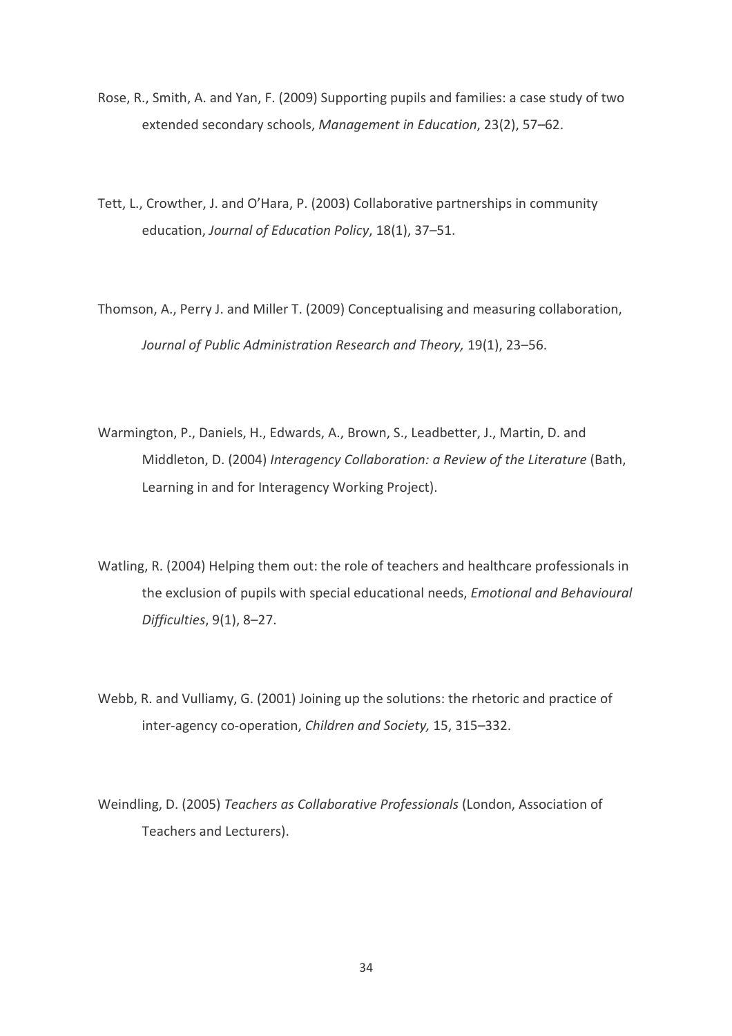Rose, R., Smith, A. and Yan, F. (2009) Supporting pupils and families: a case study of two extended secondary schools, *Management in Education*, 23(2), 57–62.

Tett, L., Crowther, J. and O'Hara, P. (2003) Collaborative partnerships in community education, *Journal of Education Policy*, 18(1), 37–51.

Thomson, A., Perry J. and Miller T. (2009) Conceptualising and measuring collaboration, *Journal of Public Administration Research and Theory,* 19(1), 23–56.

Warmington, P., Daniels, H., Edwards, A., Brown, S., Leadbetter, J., Martin, D. and Middleton, D. (2004) *Interagency Collaboration: a Review of the Literature* (Bath, Learning in and for Interagency Working Project).

Watling, R. (2004) Helping them out: the role of teachers and healthcare professionals in the exclusion of pupils with special educational needs, *Emotional and Behavioural Difficulties*, 9(1), 8–27.

Webb, R. and Vulliamy, G. (2001) Joining up the solutions: the rhetoric and practice of inter-agency co-operation, *Children and Society,* 15, 315–332.

Weindling, D. (2005) *Teachers as Collaborative Professionals* (London, Association of Teachers and Lecturers).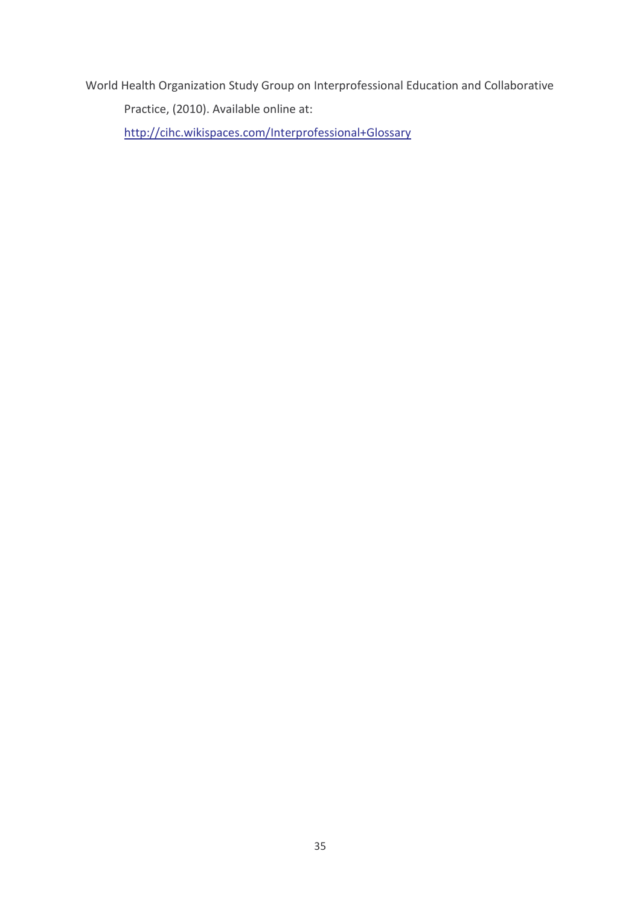World Health Organization Study Group on Interprofessional Education and Collaborative Practice, (2010). Available online at: http://cihc.wikispaces.com/Interprofessional+Glossary